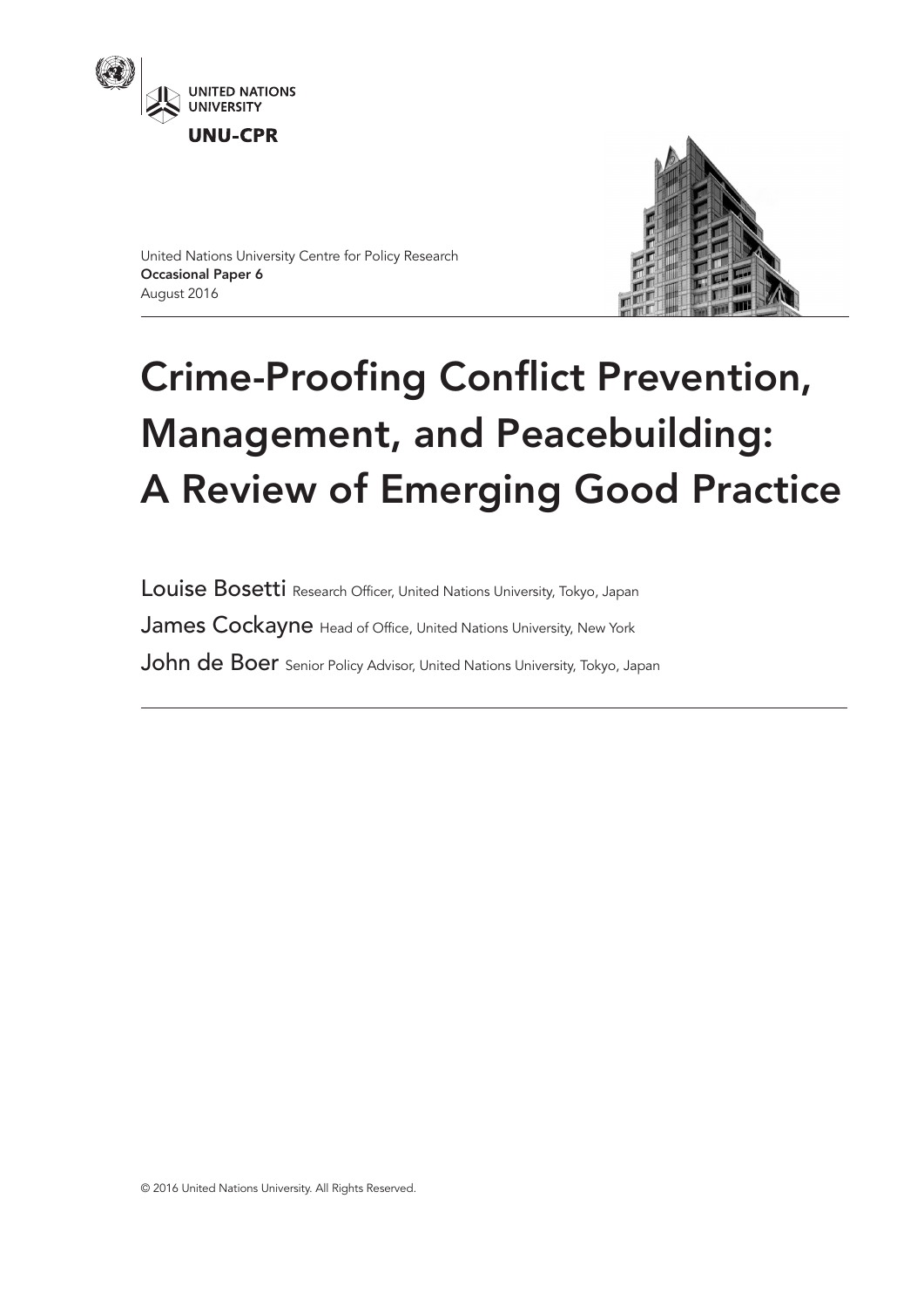UNITED NATIONS UNIVERSITY

**UNU-CPR**

United Nations University Centre for Policy Research
**Occasional Paper 6**
August 2016

# Crime-Proofing Conflict Prevention, Management, and Peacebuilding: A Review of Emerging Good Practice

Louise Bosetti Research Officer, United Nations University, Tokyo, Japan

James Cockayne Head of Office, United Nations University, New York

John de Boer Senior Policy Advisor, United Nations University, Tokyo, Japan

© 2016 United Nations University. All Rights Reserved.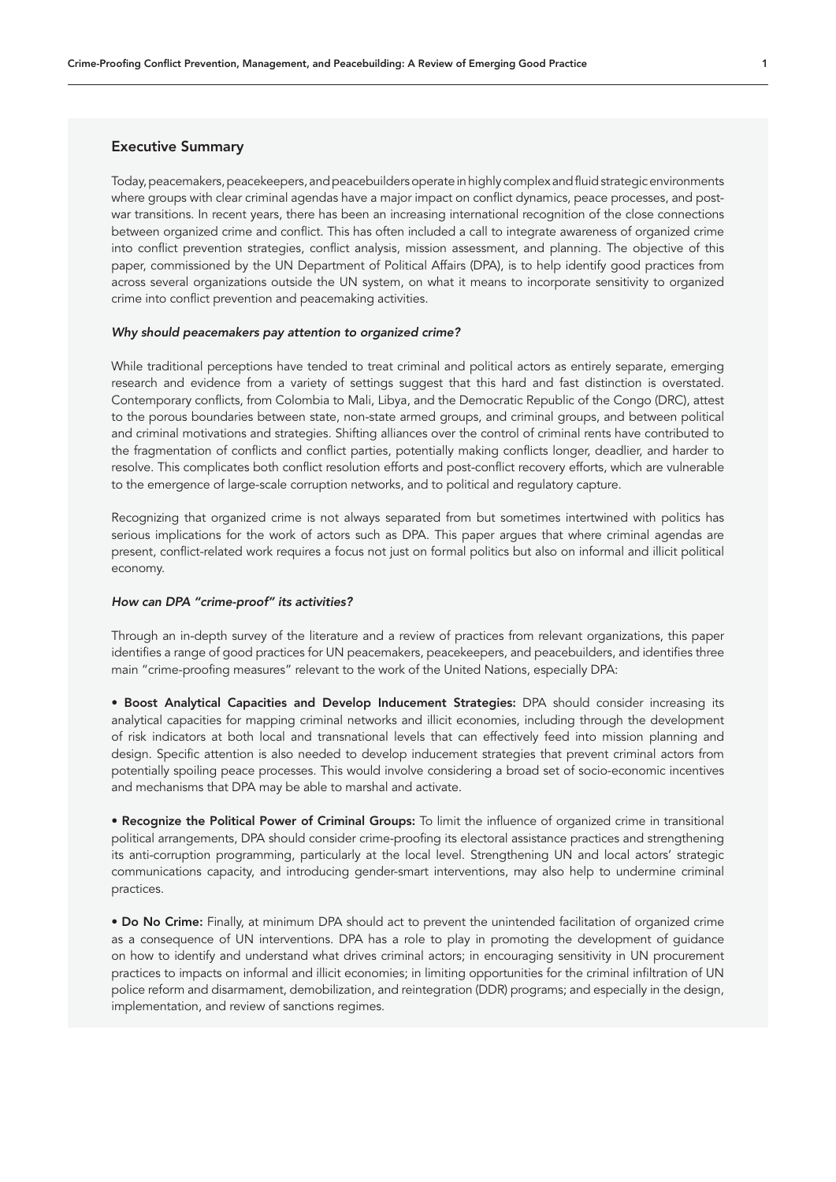## Executive Summary

Today, peacemakers, peacekeepers, and peacebuilders operate in highly complex and fluid strategic environments where groups with clear criminal agendas have a major impact on conflict dynamics, peace processes, and post-war transitions. In recent years, there has been an increasing international recognition of the close connections between organized crime and conflict. This has often included a call to integrate awareness of organized crime into conflict prevention strategies, conflict analysis, mission assessment, and planning. The objective of this paper, commissioned by the UN Department of Political Affairs (DPA), is to help identify good practices from across several organizations outside the UN system, on what it means to incorporate sensitivity to organized crime into conflict prevention and peacemaking activities.

### *Why should peacemakers pay attention to organized crime?*

While traditional perceptions have tended to treat criminal and political actors as entirely separate, emerging research and evidence from a variety of settings suggest that this hard and fast distinction is overstated. Contemporary conflicts, from Colombia to Mali, Libya, and the Democratic Republic of the Congo (DRC), attest to the porous boundaries between state, non-state armed groups, and criminal groups, and between political and criminal motivations and strategies. Shifting alliances over the control of criminal rents have contributed to the fragmentation of conflicts and conflict parties, potentially making conflicts longer, deadlier, and harder to resolve. This complicates both conflict resolution efforts and post-conflict recovery efforts, which are vulnerable to the emergence of large-scale corruption networks, and to political and regulatory capture.

Recognizing that organized crime is not always separated from but sometimes intertwined with politics has serious implications for the work of actors such as DPA. This paper argues that where criminal agendas are present, conflict-related work requires a focus not just on formal politics but also on informal and illicit political economy.

### *How can DPA "crime-proof" its activities?*

Through an in-depth survey of the literature and a review of practices from relevant organizations, this paper identifies a range of good practices for UN peacemakers, peacekeepers, and peacebuilders, and identifies three main "crime-proofing measures" relevant to the work of the United Nations, especially DPA:

- **Boost Analytical Capacities and Develop Inducement Strategies:** DPA should consider increasing its analytical capacities for mapping criminal networks and illicit economies, including through the development of risk indicators at both local and transnational levels that can effectively feed into mission planning and design. Specific attention is also needed to develop inducement strategies that prevent criminal actors from potentially spoiling peace processes. This would involve considering a broad set of socio-economic incentives and mechanisms that DPA may be able to marshal and activate.

- **Recognize the Political Power of Criminal Groups:** To limit the influence of organized crime in transitional political arrangements, DPA should consider crime-proofing its electoral assistance practices and strengthening its anti-corruption programming, particularly at the local level. Strengthening UN and local actors' strategic communications capacity, and introducing gender-smart interventions, may also help to undermine criminal practices.

- **Do No Crime:** Finally, at minimum DPA should act to prevent the unintended facilitation of organized crime as a consequence of UN interventions. DPA has a role to play in promoting the development of guidance on how to identify and understand what drives criminal actors; in encouraging sensitivity in UN procurement practices to impacts on informal and illicit economies; in limiting opportunities for the criminal infiltration of UN police reform and disarmament, demobilization, and reintegration (DDR) programs; and especially in the design, implementation, and review of sanctions regimes.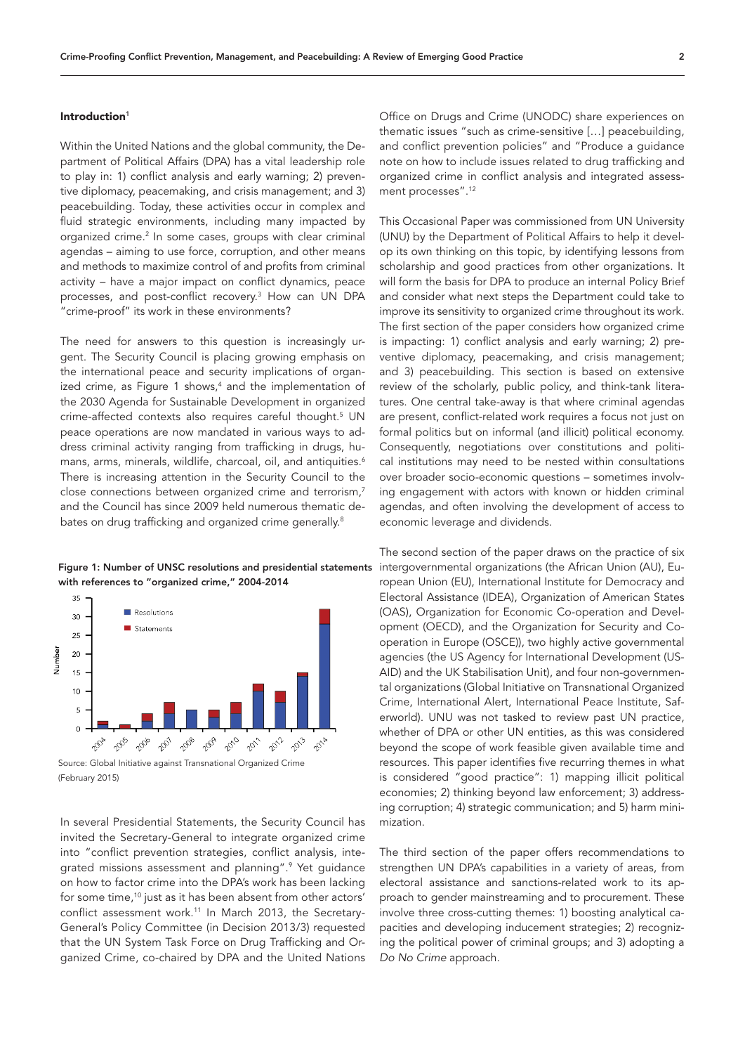## Introduction[1]

Within the United Nations and the global community, the Department of Political Affairs (DPA) has a vital leadership role to play in: 1) conflict analysis and early warning; 2) preventive diplomacy, peacemaking, and crisis management; and 3) peacebuilding. Today, these activities occur in complex and fluid strategic environments, including many impacted by organized crime.[2] In some cases, groups with clear criminal agendas – aiming to use force, corruption, and other means and methods to maximize control of and profits from criminal activity – have a major impact on conflict dynamics, peace processes, and post-conflict recovery.[3] How can UN DPA "crime-proof" its work in these environments?

The need for answers to this question is increasingly urgent. The Security Council is placing growing emphasis on the international peace and security implications of organized crime, as Figure 1 shows,[4] and the implementation of the 2030 Agenda for Sustainable Development in organized crime-affected contexts also requires careful thought.[5] UN peace operations are now mandated in various ways to address criminal activity ranging from trafficking in drugs, humans, arms, minerals, wildlife, charcoal, oil, and antiquities.[6] There is increasing attention in the Security Council to the close connections between organized crime and terrorism,[7] and the Council has since 2009 held numerous thematic debates on drug trafficking and organized crime generally.[8]

**Figure 1: Number of UNSC resolutions and presidential statements with references to "organized crime," 2004-2014**

Source: Global Initiative against Transnational Organized Crime (February 2015)

In several Presidential Statements, the Security Council has invited the Secretary-General to integrate organized crime into "conflict prevention strategies, conflict analysis, integrated missions assessment and planning".[9] Yet guidance on how to factor crime into the DPA's work has been lacking for some time,[10] just as it has been absent from other actors' conflict assessment work.[11] In March 2013, the Secretary-General's Policy Committee (in Decision 2013/3) requested that the UN System Task Force on Drug Trafficking and Organized Crime, co-chaired by DPA and the United Nations Office on Drugs and Crime (UNODC) share experiences on thematic issues "such as crime-sensitive […] peacebuilding, and conflict prevention policies" and "Produce a guidance note on how to include issues related to drug trafficking and organized crime in conflict analysis and integrated assessment processes".[12]

This Occasional Paper was commissioned from UN University (UNU) by the Department of Political Affairs to help it develop its own thinking on this topic, by identifying lessons from scholarship and good practices from other organizations. It will form the basis for DPA to produce an internal Policy Brief and consider what next steps the Department could take to improve its sensitivity to organized crime throughout its work. The first section of the paper considers how organized crime is impacting: 1) conflict analysis and early warning; 2) preventive diplomacy, peacemaking, and crisis management; and 3) peacebuilding. This section is based on extensive review of the scholarly, public policy, and think-tank literatures. One central take-away is that where criminal agendas are present, conflict-related work requires a focus not just on formal politics but on informal (and illicit) political economy. Consequently, negotiations over constitutions and political institutions may need to be nested within consultations over broader socio-economic questions – sometimes involving engagement with actors with known or hidden criminal agendas, and often involving the development of access to economic leverage and dividends.

The second section of the paper draws on the practice of six intergovernmental organizations (the African Union (AU), European Union (EU), International Institute for Democracy and Electoral Assistance (IDEA), Organization of American States (OAS), Organization for Economic Co-operation and Development (OECD), and the Organization for Security and Co-operation in Europe (OSCE)), two highly active governmental agencies (the US Agency for International Development (USAID) and the UK Stabilisation Unit), and four non-governmental organizations (Global Initiative on Transnational Organized Crime, International Alert, International Peace Institute, Saferworld). UNU was not tasked to review past UN practice, whether of DPA or other UN entities, as this was considered beyond the scope of work feasible given available time and resources. This paper identifies five recurring themes in what is considered "good practice": 1) mapping illicit political economies; 2) thinking beyond law enforcement; 3) addressing corruption; 4) strategic communication; and 5) harm minimization.

The third section of the paper offers recommendations to strengthen UN DPA's capabilities in a variety of areas, from electoral assistance and sanctions-related work to its approach to gender mainstreaming and to procurement. These involve three cross-cutting themes: 1) boosting analytical capacities and developing inducement strategies; 2) recognizing the political power of criminal groups; and 3) adopting a *Do No Crime* approach.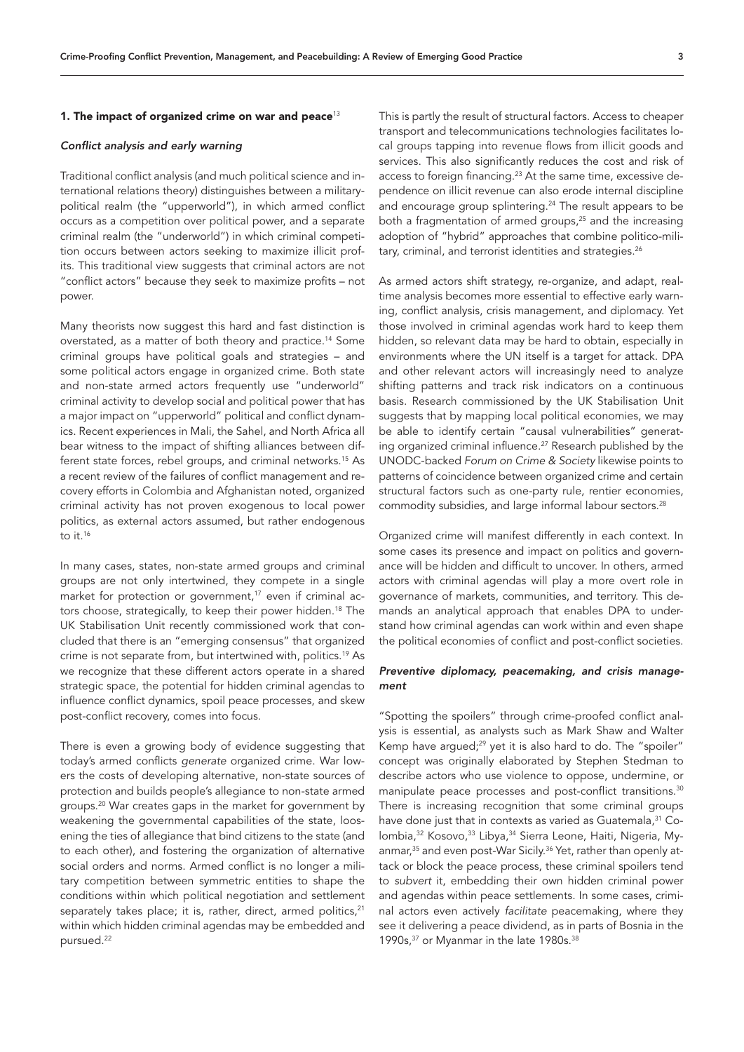## 1. The impact of organized crime on war and peace[13]

### *Conflict analysis and early warning*

Traditional conflict analysis (and much political science and international relations theory) distinguishes between a military-political realm (the "upperworld"), in which armed conflict occurs as a competition over political power, and a separate criminal realm (the "underworld") in which criminal competition occurs between actors seeking to maximize illicit profits. This traditional view suggests that criminal actors are not "conflict actors" because they seek to maximize profits – not power.

Many theorists now suggest this hard and fast distinction is overstated, as a matter of both theory and practice.[14] Some criminal groups have political goals and strategies – and some political actors engage in organized crime. Both state and non-state armed actors frequently use "underworld" criminal activity to develop social and political power that has a major impact on "upperworld" political and conflict dynamics. Recent experiences in Mali, the Sahel, and North Africa all bear witness to the impact of shifting alliances between different state forces, rebel groups, and criminal networks.[15] As a recent review of the failures of conflict management and recovery efforts in Colombia and Afghanistan noted, organized criminal activity has not proven exogenous to local power politics, as external actors assumed, but rather endogenous to it.[16]

In many cases, states, non-state armed groups and criminal groups are not only intertwined, they compete in a single market for protection or government,[17] even if criminal actors choose, strategically, to keep their power hidden.[18] The UK Stabilisation Unit recently commissioned work that concluded that there is an "emerging consensus" that organized crime is not separate from, but intertwined with, politics.[19] As we recognize that these different actors operate in a shared strategic space, the potential for hidden criminal agendas to influence conflict dynamics, spoil peace processes, and skew post-conflict recovery, comes into focus.

There is even a growing body of evidence suggesting that today's armed conflicts *generate* organized crime. War lowers the costs of developing alternative, non-state sources of protection and builds people's allegiance to non-state armed groups.[20] War creates gaps in the market for government by weakening the governmental capabilities of the state, loosening the ties of allegiance that bind citizens to the state (and to each other), and fostering the organization of alternative social orders and norms. Armed conflict is no longer a military competition between symmetric entities to shape the conditions within which political negotiation and settlement separately takes place; it is, rather, direct, armed politics,[21] within which hidden criminal agendas may be embedded and pursued.[22]

This is partly the result of structural factors. Access to cheaper transport and telecommunications technologies facilitates local groups tapping into revenue flows from illicit goods and services. This also significantly reduces the cost and risk of access to foreign financing.[23] At the same time, excessive dependence on illicit revenue can also erode internal discipline and encourage group splintering.[24] The result appears to be both a fragmentation of armed groups,[25] and the increasing adoption of "hybrid" approaches that combine politico-military, criminal, and terrorist identities and strategies.[26]

As armed actors shift strategy, re-organize, and adapt, real-time analysis becomes more essential to effective early warning, conflict analysis, crisis management, and diplomacy. Yet those involved in criminal agendas work hard to keep them hidden, so relevant data may be hard to obtain, especially in environments where the UN itself is a target for attack. DPA and other relevant actors will increasingly need to analyze shifting patterns and track risk indicators on a continuous basis. Research commissioned by the UK Stabilisation Unit suggests that by mapping local political economies, we may be able to identify certain "causal vulnerabilities" generating organized criminal influence.[27] Research published by the UNODC-backed *Forum on Crime & Society* likewise points to patterns of coincidence between organized crime and certain structural factors such as one-party rule, rentier economies, commodity subsidies, and large informal labour sectors.[28]

Organized crime will manifest differently in each context. In some cases its presence and impact on politics and governance will be hidden and difficult to uncover. In others, armed actors with criminal agendas will play a more overt role in governance of markets, communities, and territory. This demands an analytical approach that enables DPA to understand how criminal agendas can work within and even shape the political economies of conflict and post-conflict societies.

### *Preventive diplomacy, peacemaking, and crisis management*

"Spotting the spoilers" through crime-proofed conflict analysis is essential, as analysts such as Mark Shaw and Walter Kemp have argued;[29] yet it is also hard to do. The "spoiler" concept was originally elaborated by Stephen Stedman to describe actors who use violence to oppose, undermine, or manipulate peace processes and post-conflict transitions.[30] There is increasing recognition that some criminal groups have done just that in contexts as varied as Guatemala,[31] Colombia,[32] Kosovo,[33] Libya,[34] Sierra Leone, Haiti, Nigeria, Myanmar,[35] and even post-War Sicily.[36] Yet, rather than openly attack or block the peace process, these criminal spoilers tend to *subvert* it, embedding their own hidden criminal power and agendas within peace settlements. In some cases, criminal actors even actively *facilitate* peacemaking, where they see it delivering a peace dividend, as in parts of Bosnia in the 1990s,[37] or Myanmar in the late 1980s.[38]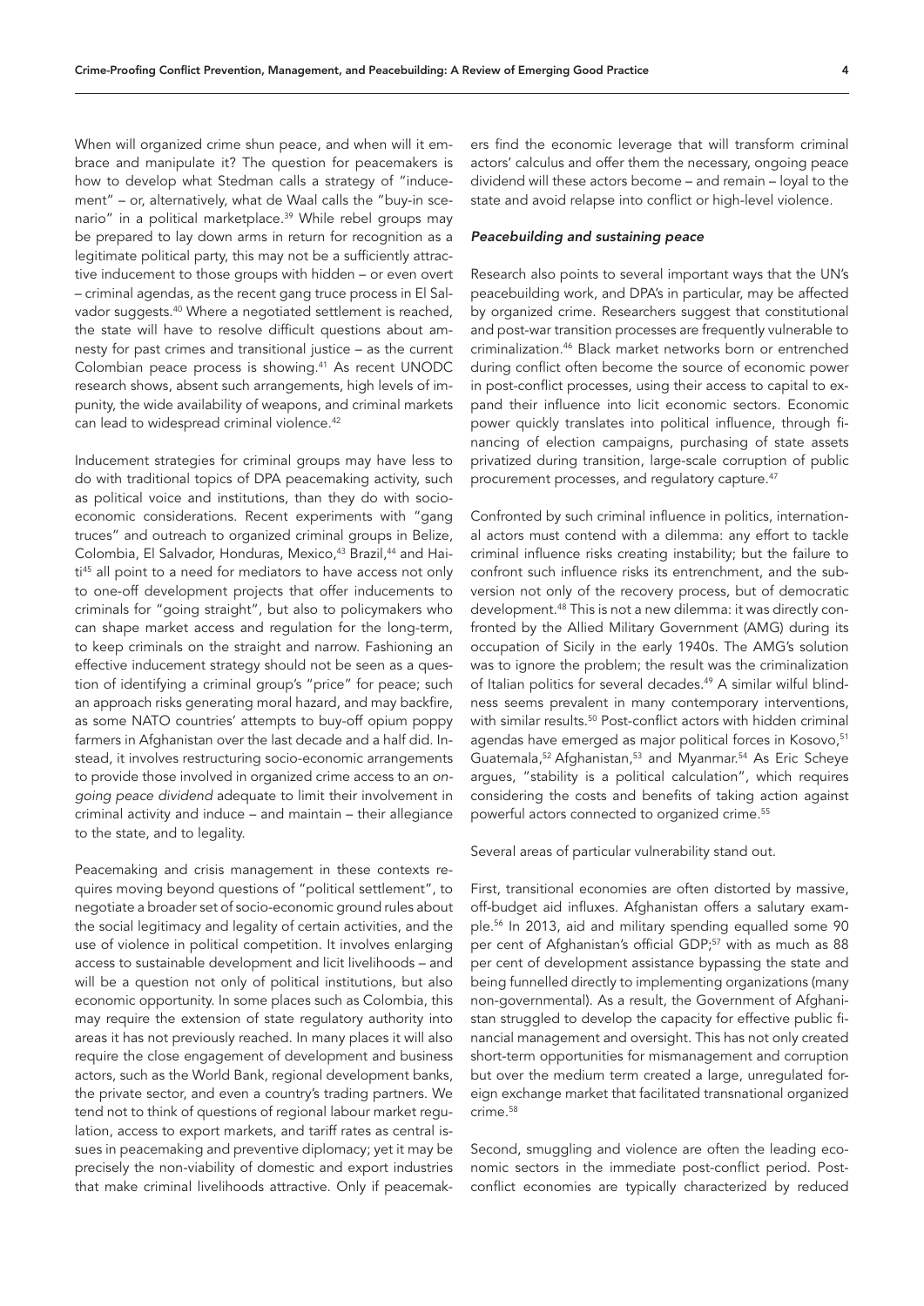When will organized crime shun peace, and when will it embrace and manipulate it? The question for peacemakers is how to develop what Stedman calls a strategy of "inducement" – or, alternatively, what de Waal calls the "buy-in scenario" in a political marketplace.[39] While rebel groups may be prepared to lay down arms in return for recognition as a legitimate political party, this may not be a sufficiently attractive inducement to those groups with hidden – or even overt – criminal agendas, as the recent gang truce process in El Salvador suggests.[40] Where a negotiated settlement is reached, the state will have to resolve difficult questions about amnesty for past crimes and transitional justice – as the current Colombian peace process is showing.[41] As recent UNODC research shows, absent such arrangements, high levels of impunity, the wide availability of weapons, and criminal markets can lead to widespread criminal violence.[42]

Inducement strategies for criminal groups may have less to do with traditional topics of DPA peacemaking activity, such as political voice and institutions, than they do with socio-economic considerations. Recent experiments with "gang truces" and outreach to organized criminal groups in Belize, Colombia, El Salvador, Honduras, Mexico,[43] Brazil,[44] and Haiti[45] all point to a need for mediators to have access not only to one-off development projects that offer inducements to criminals for "going straight", but also to policymakers who can shape market access and regulation for the long-term, to keep criminals on the straight and narrow. Fashioning an effective inducement strategy should not be seen as a question of identifying a criminal group's "price" for peace; such an approach risks generating moral hazard, and may backfire, as some NATO countries' attempts to buy-off opium poppy farmers in Afghanistan over the last decade and a half did. Instead, it involves restructuring socio-economic arrangements to provide those involved in organized crime access to an *ongoing peace dividend* adequate to limit their involvement in criminal activity and induce – and maintain – their allegiance to the state, and to legality.

Peacemaking and crisis management in these contexts requires moving beyond questions of "political settlement", to negotiate a broader set of socio-economic ground rules about the social legitimacy and legality of certain activities, and the use of violence in political competition. It involves enlarging access to sustainable development and licit livelihoods – and will be a question not only of political institutions, but also economic opportunity. In some places such as Colombia, this may require the extension of state regulatory authority into areas it has not previously reached. In many places it will also require the close engagement of development and business actors, such as the World Bank, regional development banks, the private sector, and even a country's trading partners. We tend not to think of questions of regional labour market regulation, access to export markets, and tariff rates as central issues in peacemaking and preventive diplomacy; yet it may be precisely the non-viability of domestic and export industries that make criminal livelihoods attractive. Only if peacemakers find the economic leverage that will transform criminal actors' calculus and offer them the necessary, ongoing peace dividend will these actors become – and remain – loyal to the state and avoid relapse into conflict or high-level violence.

### *Peacebuilding and sustaining peace*

Research also points to several important ways that the UN's peacebuilding work, and DPA's in particular, may be affected by organized crime. Researchers suggest that constitutional and post-war transition processes are frequently vulnerable to criminalization.[46] Black market networks born or entrenched during conflict often become the source of economic power in post-conflict processes, using their access to capital to expand their influence into licit economic sectors. Economic power quickly translates into political influence, through financing of election campaigns, purchasing of state assets privatized during transition, large-scale corruption of public procurement processes, and regulatory capture.[47]

Confronted by such criminal influence in politics, international actors must contend with a dilemma: any effort to tackle criminal influence risks creating instability; but the failure to confront such influence risks its entrenchment, and the subversion not only of the recovery process, but of democratic development.[48] This is not a new dilemma: it was directly confronted by the Allied Military Government (AMG) during its occupation of Sicily in the early 1940s. The AMG's solution was to ignore the problem; the result was the criminalization of Italian politics for several decades.[49] A similar wilful blindness seems prevalent in many contemporary interventions, with similar results.[50] Post-conflict actors with hidden criminal agendas have emerged as major political forces in Kosovo,[51] Guatemala,[52] Afghanistan,[53] and Myanmar.[54] As Eric Scheye argues, "stability is a political calculation", which requires considering the costs and benefits of taking action against powerful actors connected to organized crime.[55]

Several areas of particular vulnerability stand out.

First, transitional economies are often distorted by massive, off-budget aid influxes. Afghanistan offers a salutary example.[56] In 2013, aid and military spending equalled some 90 per cent of Afghanistan's official GDP;[57] with as much as 88 per cent of development assistance bypassing the state and being funnelled directly to implementing organizations (many non-governmental). As a result, the Government of Afghanistan struggled to develop the capacity for effective public financial management and oversight. This has not only created short-term opportunities for mismanagement and corruption but over the medium term created a large, unregulated foreign exchange market that facilitated transnational organized crime.[58]

Second, smuggling and violence are often the leading economic sectors in the immediate post-conflict period. Post-conflict economies are typically characterized by reduced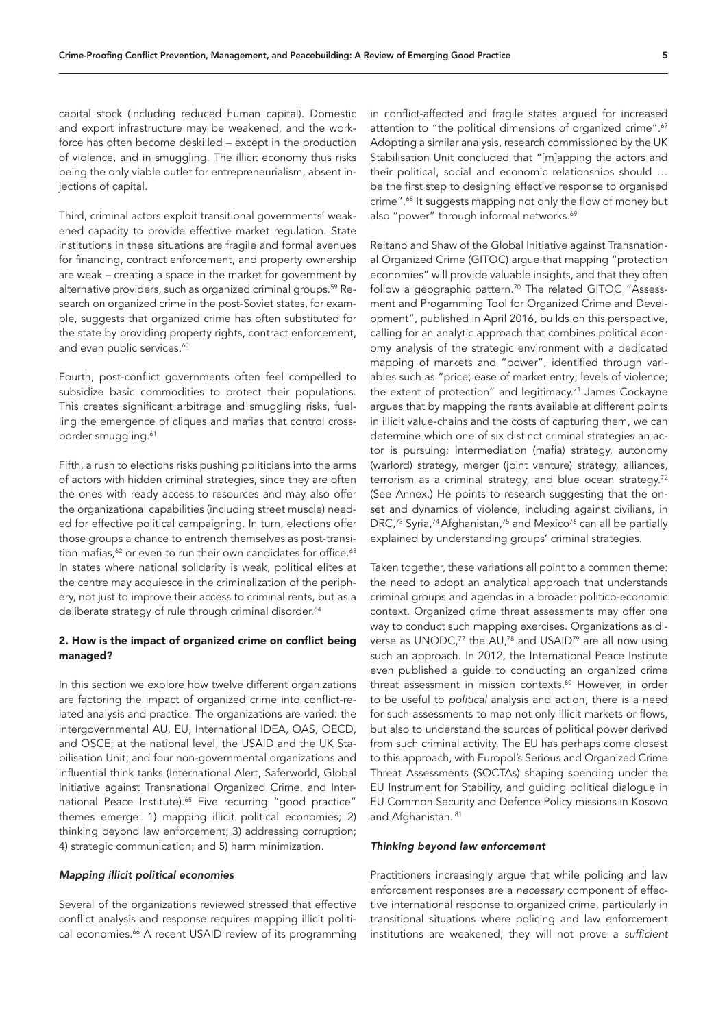capital stock (including reduced human capital). Domestic and export infrastructure may be weakened, and the workforce has often become deskilled – except in the production of violence, and in smuggling. The illicit economy thus risks being the only viable outlet for entrepreneurialism, absent injections of capital.

Third, criminal actors exploit transitional governments' weakened capacity to provide effective market regulation. State institutions in these situations are fragile and formal avenues for financing, contract enforcement, and property ownership are weak – creating a space in the market for government by alternative providers, such as organized criminal groups.[59] Research on organized crime in the post-Soviet states, for example, suggests that organized crime has often substituted for the state by providing property rights, contract enforcement, and even public services.[60]

Fourth, post-conflict governments often feel compelled to subsidize basic commodities to protect their populations. This creates significant arbitrage and smuggling risks, fuelling the emergence of cliques and mafias that control cross-border smuggling.[61]

Fifth, a rush to elections risks pushing politicians into the arms of actors with hidden criminal strategies, since they are often the ones with ready access to resources and may also offer the organizational capabilities (including street muscle) needed for effective political campaigning. In turn, elections offer those groups a chance to entrench themselves as post-transition mafias,[62] or even to run their own candidates for office.[63] In states where national solidarity is weak, political elites at the centre may acquiesce in the criminalization of the periphery, not just to improve their access to criminal rents, but as a deliberate strategy of rule through criminal disorder.[64]

## 2. How is the impact of organized crime on conflict being managed?

In this section we explore how twelve different organizations are factoring the impact of organized crime into conflict-related analysis and practice. The organizations are varied: the intergovernmental AU, EU, International IDEA, OAS, OECD, and OSCE; at the national level, the USAID and the UK Stabilisation Unit; and four non-governmental organizations and influential think tanks (International Alert, Saferworld, Global Initiative against Transnational Organized Crime, and International Peace Institute).[65] Five recurring "good practice" themes emerge: 1) mapping illicit political economies; 2) thinking beyond law enforcement; 3) addressing corruption; 4) strategic communication; and 5) harm minimization.

### *Mapping illicit political economies*

Several of the organizations reviewed stressed that effective conflict analysis and response requires mapping illicit political economies.[66] A recent USAID review of its programming in conflict-affected and fragile states argued for increased attention to "the political dimensions of organized crime".[67] Adopting a similar analysis, research commissioned by the UK Stabilisation Unit concluded that "[m]apping the actors and their political, social and economic relationships should … be the first step to designing effective response to organised crime".[68] It suggests mapping not only the flow of money but also "power" through informal networks.[69]

Reitano and Shaw of the Global Initiative against Transnational Organized Crime (GITOC) argue that mapping "protection economies" will provide valuable insights, and that they often follow a geographic pattern.[70] The related GITOC "Assessment and Progamming Tool for Organized Crime and Development", published in April 2016, builds on this perspective, calling for an analytic approach that combines political economy analysis of the strategic environment with a dedicated mapping of markets and "power", identified through variables such as "price; ease of market entry; levels of violence; the extent of protection" and legitimacy.[71] James Cockayne argues that by mapping the rents available at different points in illicit value-chains and the costs of capturing them, we can determine which one of six distinct criminal strategies an actor is pursuing: intermediation (mafia) strategy, autonomy (warlord) strategy, merger (joint venture) strategy, alliances, terrorism as a criminal strategy, and blue ocean strategy.[72] (See Annex.) He points to research suggesting that the onset and dynamics of violence, including against civilians, in DRC,[73] Syria,[74] Afghanistan,[75] and Mexico[76] can all be partially explained by understanding groups' criminal strategies.

Taken together, these variations all point to a common theme: the need to adopt an analytical approach that understands criminal groups and agendas in a broader politico-economic context. Organized crime threat assessments may offer one way to conduct such mapping exercises. Organizations as diverse as UNODC,[77] the AU,[78] and USAID[79] are all now using such an approach. In 2012, the International Peace Institute even published a guide to conducting an organized crime threat assessment in mission contexts.[80] However, in order to be useful to *political* analysis and action, there is a need for such assessments to map not only illicit markets or flows, but also to understand the sources of political power derived from such criminal activity. The EU has perhaps come closest to this approach, with Europol's Serious and Organized Crime Threat Assessments (SOCTAs) shaping spending under the EU Instrument for Stability, and guiding political dialogue in EU Common Security and Defence Policy missions in Kosovo and Afghanistan.[81]

### *Thinking beyond law enforcement*

Practitioners increasingly argue that while policing and law enforcement responses are a *necessary* component of effective international response to organized crime, particularly in transitional situations where policing and law enforcement institutions are weakened, they will not prove a *sufficient*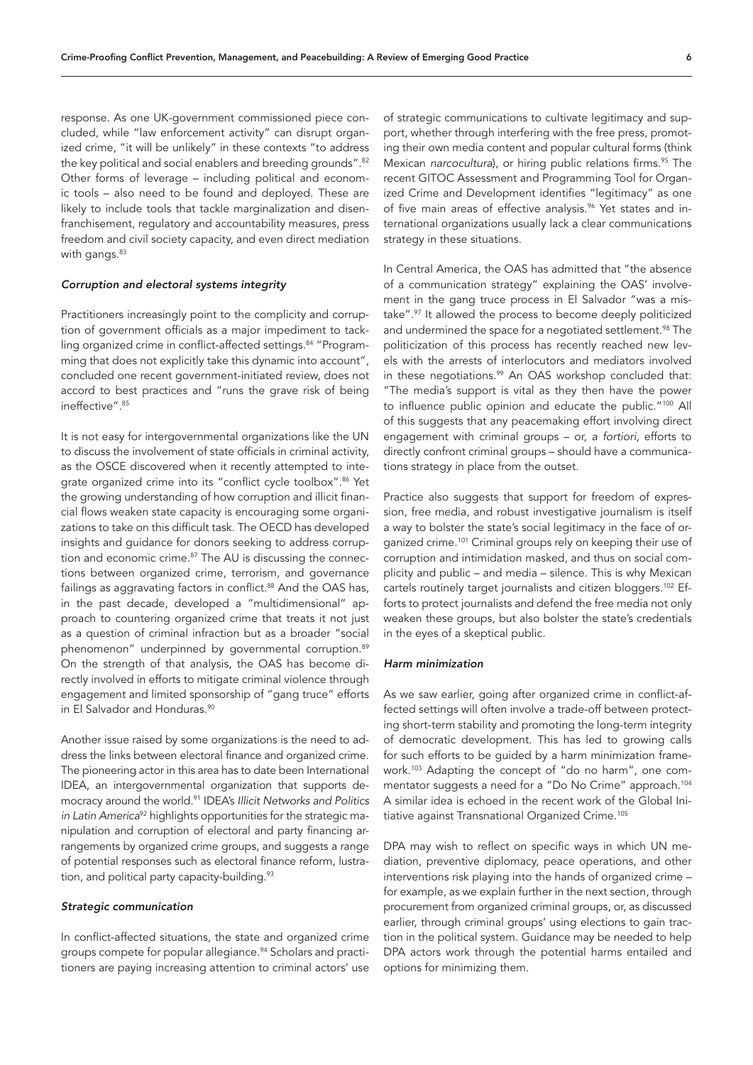response. As one UK-government commissioned piece concluded, while "law enforcement activity" can disrupt organized crime, "it will be unlikely" in these contexts "to address the key political and social enablers and breeding grounds".[82] Other forms of leverage – including political and economic tools – also need to be found and deployed. These are likely to include tools that tackle marginalization and disenfranchisement, regulatory and accountability measures, press freedom and civil society capacity, and even direct mediation with gangs.[83]

### *Corruption and electoral systems integrity*

Practitioners increasingly point to the complicity and corruption of government officials as a major impediment to tackling organized crime in conflict-affected settings.[84] "Programming that does not explicitly take this dynamic into account", concluded one recent government-initiated review, does not accord to best practices and "runs the grave risk of being ineffective".[85]

It is not easy for intergovernmental organizations like the UN to discuss the involvement of state officials in criminal activity, as the OSCE discovered when it recently attempted to integrate organized crime into its "conflict cycle toolbox".[86] Yet the growing understanding of how corruption and illicit financial flows weaken state capacity is encouraging some organizations to take on this difficult task. The OECD has developed insights and guidance for donors seeking to address corruption and economic crime.[87] The AU is discussing the connections between organized crime, terrorism, and governance failings as aggravating factors in conflict.[88] And the OAS has, in the past decade, developed a "multidimensional" approach to countering organized crime that treats it not just as a question of criminal infraction but as a broader "social phenomenon" underpinned by governmental corruption.[89] On the strength of that analysis, the OAS has become directly involved in efforts to mitigate criminal violence through engagement and limited sponsorship of "gang truce" efforts in El Salvador and Honduras.[90]

Another issue raised by some organizations is the need to address the links between electoral finance and organized crime. The pioneering actor in this area has to date been International IDEA, an intergovernmental organization that supports democracy around the world.[91] IDEA's *Illicit Networks and Politics in Latin America*[92] highlights opportunities for the strategic manipulation and corruption of electoral and party financing arrangements by organized crime groups, and suggests a range of potential responses such as electoral finance reform, lustration, and political party capacity-building.[93]

### *Strategic communication*

In conflict-affected situations, the state and organized crime groups compete for popular allegiance.[94] Scholars and practitioners are paying increasing attention to criminal actors' use of strategic communications to cultivate legitimacy and support, whether through interfering with the free press, promoting their own media content and popular cultural forms (think Mexican *narcocultura*), or hiring public relations firms.[95] The recent GITOC Assessment and Programming Tool for Organized Crime and Development identifies "legitimacy" as one of five main areas of effective analysis.[96] Yet states and international organizations usually lack a clear communications strategy in these situations.

In Central America, the OAS has admitted that "the absence of a communication strategy" explaining the OAS' involvement in the gang truce process in El Salvador "was a mistake".[97] It allowed the process to become deeply politicized and undermined the space for a negotiated settlement.[98] The politicization of this process has recently reached new levels with the arrests of interlocutors and mediators involved in these negotiations.[99] An OAS workshop concluded that: "The media's support is vital as they then have the power to influence public opinion and educate the public."[100] All of this suggests that any peacemaking effort involving direct engagement with criminal groups – or, *a fortiori*, efforts to directly confront criminal groups – should have a communications strategy in place from the outset.

Practice also suggests that support for freedom of expression, free media, and robust investigative journalism is itself a way to bolster the state's social legitimacy in the face of organized crime.[101] Criminal groups rely on keeping their use of corruption and intimidation masked, and thus on social complicity and public – and media – silence. This is why Mexican cartels routinely target journalists and citizen bloggers.[102] Efforts to protect journalists and defend the free media not only weaken these groups, but also bolster the state's credentials in the eyes of a skeptical public.

### *Harm minimization*

As we saw earlier, going after organized crime in conflict-affected settings will often involve a trade-off between protecting short-term stability and promoting the long-term integrity of democratic development. This has led to growing calls for such efforts to be guided by a harm minimization framework.[103] Adapting the concept of "do no harm", one commentator suggests a need for a "Do No Crime" approach.[104] A similar idea is echoed in the recent work of the Global Initiative against Transnational Organized Crime.[105]

DPA may wish to reflect on specific ways in which UN mediation, preventive diplomacy, peace operations, and other interventions risk playing into the hands of organized crime – for example, as we explain further in the next section, through procurement from organized criminal groups, or, as discussed earlier, through criminal groups' using elections to gain traction in the political system. Guidance may be needed to help DPA actors work through the potential harms entailed and options for minimizing them.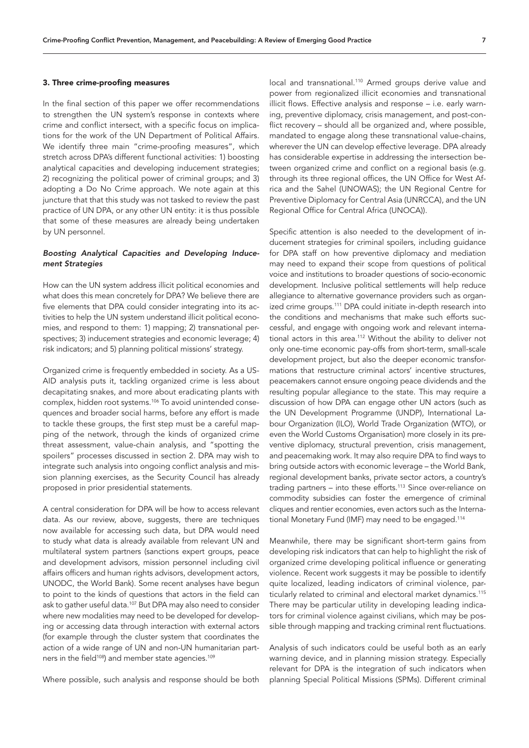## 3. Three crime-proofing measures

In the final section of this paper we offer recommendations to strengthen the UN system's response in contexts where crime and conflict intersect, with a specific focus on implications for the work of the UN Department of Political Affairs. We identify three main "crime-proofing measures", which stretch across DPA's different functional activities: 1) boosting analytical capacities and developing inducement strategies; 2) recognizing the political power of criminal groups; and 3) adopting a Do No Crime approach. We note again at this juncture that that this study was not tasked to review the past practice of UN DPA, or any other UN entity: it is thus possible that some of these measures are already being undertaken by UN personnel.

### *Boosting Analytical Capacities and Developing Inducement Strategies*

How can the UN system address illicit political economies and what does this mean concretely for DPA? We believe there are five elements that DPA could consider integrating into its activities to help the UN system understand illicit political economies, and respond to them: 1) mapping; 2) transnational perspectives; 3) inducement strategies and economic leverage; 4) risk indicators; and 5) planning political missions' strategy.

Organized crime is frequently embedded in society. As a USAID analysis puts it, tackling organized crime is less about decapitating snakes, and more about eradicating plants with complex, hidden root systems.[106] To avoid unintended consequences and broader social harms, before any effort is made to tackle these groups, the first step must be a careful mapping of the network, through the kinds of organized crime threat assessment, value-chain analysis, and "spotting the spoilers" processes discussed in section 2. DPA may wish to integrate such analysis into ongoing conflict analysis and mission planning exercises, as the Security Council has already proposed in prior presidential statements.

A central consideration for DPA will be how to access relevant data. As our review, above, suggests, there are techniques now available for accessing such data, but DPA would need to study what data is already available from relevant UN and multilateral system partners (sanctions expert groups, peace and development advisors, mission personnel including civil affairs officers and human rights advisors, development actors, UNODC, the World Bank). Some recent analyses have begun to point to the kinds of questions that actors in the field can ask to gather useful data.[107] But DPA may also need to consider where new modalities may need to be developed for developing or accessing data through interaction with external actors (for example through the cluster system that coordinates the action of a wide range of UN and non-UN humanitarian partners in the field[108]) and member state agencies.[109]

Where possible, such analysis and response should be both local and transnational.[110] Armed groups derive value and power from regionalized illicit economies and transnational illicit flows. Effective analysis and response – i.e. early warning, preventive diplomacy, crisis management, and post-conflict recovery – should all be organized and, where possible, mandated to engage along these transnational value-chains, wherever the UN can develop effective leverage. DPA already has considerable expertise in addressing the intersection between organized crime and conflict on a regional basis (e.g. through its three regional offices, the UN Office for West Africa and the Sahel (UNOWAS); the UN Regional Centre for Preventive Diplomacy for Central Asia (UNRCCA), and the UN Regional Office for Central Africa (UNOCA)).

Specific attention is also needed to the development of inducement strategies for criminal spoilers, including guidance for DPA staff on how preventive diplomacy and mediation may need to expand their scope from questions of political voice and institutions to broader questions of socio-economic development. Inclusive political settlements will help reduce allegiance to alternative governance providers such as organized crime groups.[111] DPA could initiate in-depth research into the conditions and mechanisms that make such efforts successful, and engage with ongoing work and relevant international actors in this area.[112] Without the ability to deliver not only one-time economic pay-offs from short-term, small-scale development project, but also the deeper economic transformations that restructure criminal actors' incentive structures, peacemakers cannot ensure ongoing peace dividends and the resulting popular allegiance to the state. This may require a discussion of how DPA can engage other UN actors (such as the UN Development Programme (UNDP), International Labour Organization (ILO), World Trade Organization (WTO), or even the World Customs Organisation) more closely in its preventive diplomacy, structural prevention, crisis management, and peacemaking work. It may also require DPA to find ways to bring outside actors with economic leverage – the World Bank, regional development banks, private sector actors, a country's trading partners – into these efforts.[113] Since over-reliance on commodity subsidies can foster the emergence of criminal cliques and rentier economies, even actors such as the International Monetary Fund (IMF) may need to be engaged.[114]

Meanwhile, there may be significant short-term gains from developing risk indicators that can help to highlight the risk of organized crime developing political influence or generating violence. Recent work suggests it may be possible to identify quite localized, leading indicators of criminal violence, particularly related to criminal and electoral market dynamics.[115] There may be particular utility in developing leading indicators for criminal violence against civilians, which may be possible through mapping and tracking criminal rent fluctuations.

Analysis of such indicators could be useful both as an early warning device, and in planning mission strategy. Especially relevant for DPA is the integration of such indicators when planning Special Political Missions (SPMs). Different criminal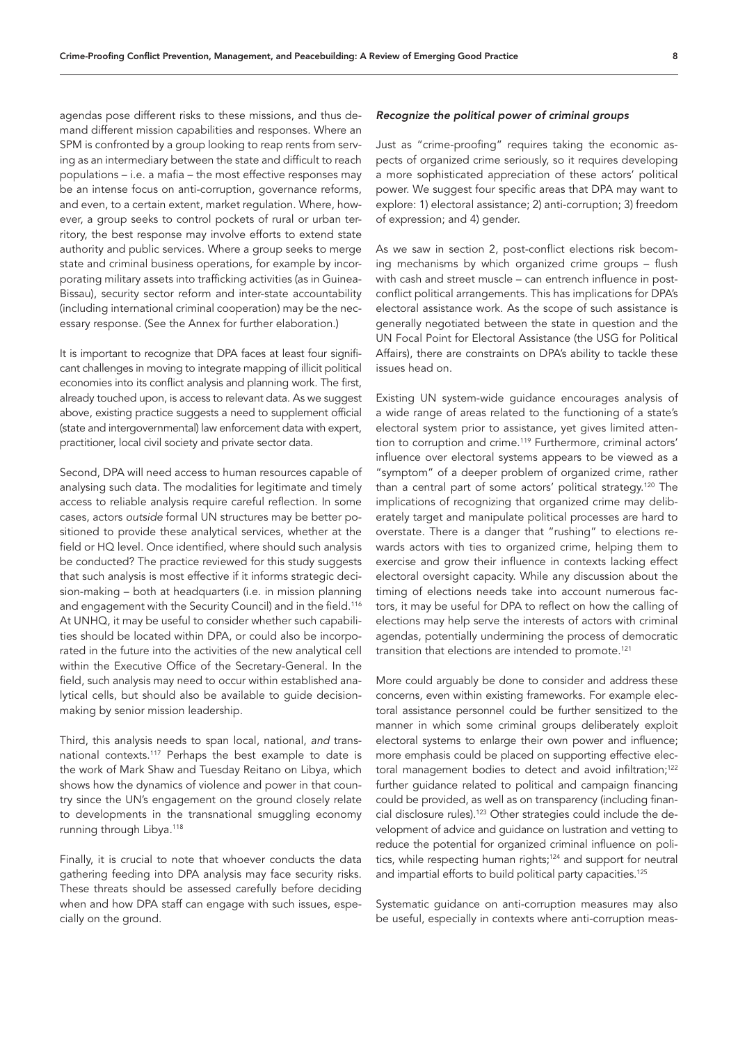agendas pose different risks to these missions, and thus demand different mission capabilities and responses. Where an SPM is confronted by a group looking to reap rents from serving as an intermediary between the state and difficult to reach populations – i.e. a mafia – the most effective responses may be an intense focus on anti-corruption, governance reforms, and even, to a certain extent, market regulation. Where, however, a group seeks to control pockets of rural or urban territory, the best response may involve efforts to extend state authority and public services. Where a group seeks to merge state and criminal business operations, for example by incorporating military assets into trafficking activities (as in Guinea-Bissau), security sector reform and inter-state accountability (including international criminal cooperation) may be the necessary response. (See the Annex for further elaboration.)

It is important to recognize that DPA faces at least four significant challenges in moving to integrate mapping of illicit political economies into its conflict analysis and planning work. The first, already touched upon, is access to relevant data. As we suggest above, existing practice suggests a need to supplement official (state and intergovernmental) law enforcement data with expert, practitioner, local civil society and private sector data.

Second, DPA will need access to human resources capable of analysing such data. The modalities for legitimate and timely access to reliable analysis require careful reflection. In some cases, actors *outside* formal UN structures may be better positioned to provide these analytical services, whether at the field or HQ level. Once identified, where should such analysis be conducted? The practice reviewed for this study suggests that such analysis is most effective if it informs strategic decision-making – both at headquarters (i.e. in mission planning and engagement with the Security Council) and in the field.[116] At UNHQ, it may be useful to consider whether such capabilities should be located within DPA, or could also be incorporated in the future into the activities of the new analytical cell within the Executive Office of the Secretary-General. In the field, such analysis may need to occur within established analytical cells, but should also be available to guide decision-making by senior mission leadership.

Third, this analysis needs to span local, national, *and* transnational contexts.[117] Perhaps the best example to date is the work of Mark Shaw and Tuesday Reitano on Libya, which shows how the dynamics of violence and power in that country since the UN's engagement on the ground closely relate to developments in the transnational smuggling economy running through Libya.[118]

Finally, it is crucial to note that whoever conducts the data gathering feeding into DPA analysis may face security risks. These threats should be assessed carefully before deciding when and how DPA staff can engage with such issues, especially on the ground.

### *Recognize the political power of criminal groups*

Just as "crime-proofing" requires taking the economic aspects of organized crime seriously, so it requires developing a more sophisticated appreciation of these actors' political power. We suggest four specific areas that DPA may want to explore: 1) electoral assistance; 2) anti-corruption; 3) freedom of expression; and 4) gender.

As we saw in section 2, post-conflict elections risk becoming mechanisms by which organized crime groups – flush with cash and street muscle – can entrench influence in post-conflict political arrangements. This has implications for DPA's electoral assistance work. As the scope of such assistance is generally negotiated between the state in question and the UN Focal Point for Electoral Assistance (the USG for Political Affairs), there are constraints on DPA's ability to tackle these issues head on.

Existing UN system-wide guidance encourages analysis of a wide range of areas related to the functioning of a state's electoral system prior to assistance, yet gives limited attention to corruption and crime.[119] Furthermore, criminal actors' influence over electoral systems appears to be viewed as a "symptom" of a deeper problem of organized crime, rather than a central part of some actors' political strategy.[120] The implications of recognizing that organized crime may deliberately target and manipulate political processes are hard to overstate. There is a danger that "rushing" to elections rewards actors with ties to organized crime, helping them to exercise and grow their influence in contexts lacking effect electoral oversight capacity. While any discussion about the timing of elections needs take into account numerous factors, it may be useful for DPA to reflect on how the calling of elections may help serve the interests of actors with criminal agendas, potentially undermining the process of democratic transition that elections are intended to promote.[121]

More could arguably be done to consider and address these concerns, even within existing frameworks. For example electoral assistance personnel could be further sensitized to the manner in which some criminal groups deliberately exploit electoral systems to enlarge their own power and influence; more emphasis could be placed on supporting effective electoral management bodies to detect and avoid infiltration;[122] further guidance related to political and campaign financing could be provided, as well as on transparency (including financial disclosure rules).[123] Other strategies could include the development of advice and guidance on lustration and vetting to reduce the potential for organized criminal influence on politics, while respecting human rights;[124] and support for neutral and impartial efforts to build political party capacities.[125]

Systematic guidance on anti-corruption measures may also be useful, especially in contexts where anti-corruption meas-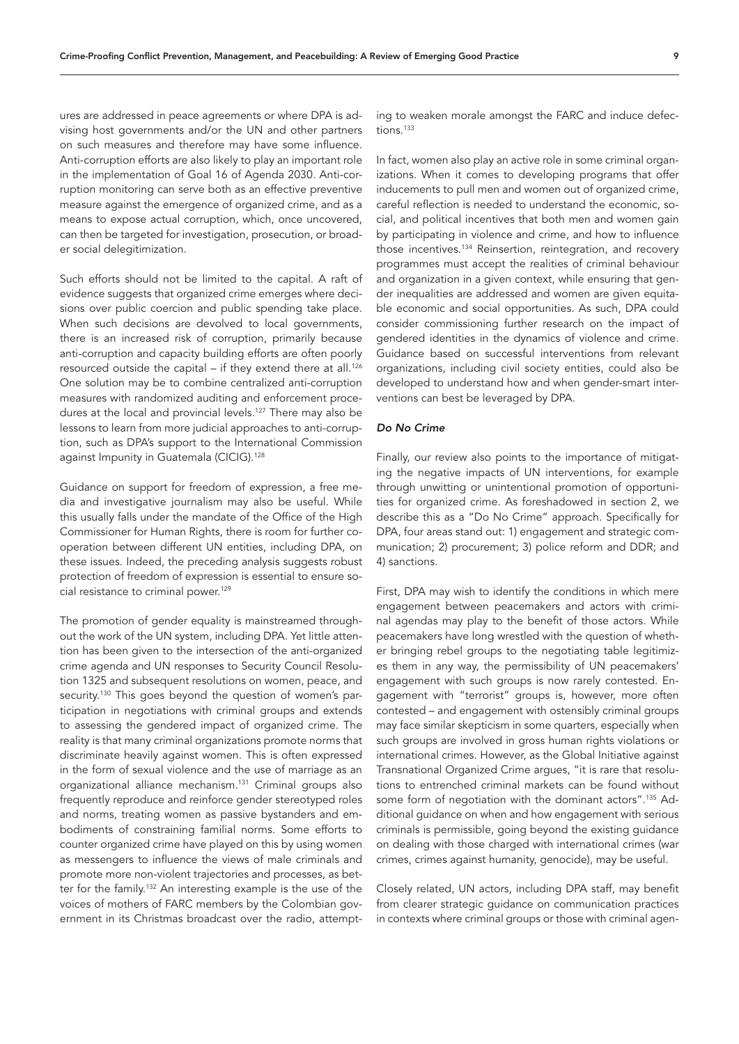ures are addressed in peace agreements or where DPA is advising host governments and/or the UN and other partners on such measures and therefore may have some influence. Anti-corruption efforts are also likely to play an important role in the implementation of Goal 16 of Agenda 2030. Anti-corruption monitoring can serve both as an effective preventive measure against the emergence of organized crime, and as a means to expose actual corruption, which, once uncovered, can then be targeted for investigation, prosecution, or broader social delegitimization.

Such efforts should not be limited to the capital. A raft of evidence suggests that organized crime emerges where decisions over public coercion and public spending take place. When such decisions are devolved to local governments, there is an increased risk of corruption, primarily because anti-corruption and capacity building efforts are often poorly resourced outside the capital – if they extend there at all.[126] One solution may be to combine centralized anti-corruption measures with randomized auditing and enforcement procedures at the local and provincial levels.[127] There may also be lessons to learn from more judicial approaches to anti-corruption, such as DPA's support to the International Commission against Impunity in Guatemala (CICIG).[128]

Guidance on support for freedom of expression, a free media and investigative journalism may also be useful. While this usually falls under the mandate of the Office of the High Commissioner for Human Rights, there is room for further cooperation between different UN entities, including DPA, on these issues. Indeed, the preceding analysis suggests robust protection of freedom of expression is essential to ensure social resistance to criminal power.[129]

The promotion of gender equality is mainstreamed throughout the work of the UN system, including DPA. Yet little attention has been given to the intersection of the anti-organized crime agenda and UN responses to Security Council Resolution 1325 and subsequent resolutions on women, peace, and security.[130] This goes beyond the question of women's participation in negotiations with criminal groups and extends to assessing the gendered impact of organized crime. The reality is that many criminal organizations promote norms that discriminate heavily against women. This is often expressed in the form of sexual violence and the use of marriage as an organizational alliance mechanism.[131] Criminal groups also frequently reproduce and reinforce gender stereotyped roles and norms, treating women as passive bystanders and embodiments of constraining familial norms. Some efforts to counter organized crime have played on this by using women as messengers to influence the views of male criminals and promote more non-violent trajectories and processes, as better for the family.[132] An interesting example is the use of the voices of mothers of FARC members by the Colombian government in its Christmas broadcast over the radio, attempting to weaken morale amongst the FARC and induce defections.[133]

In fact, women also play an active role in some criminal organizations. When it comes to developing programs that offer inducements to pull men and women out of organized crime, careful reflection is needed to understand the economic, social, and political incentives that both men and women gain by participating in violence and crime, and how to influence those incentives.[134] Reinsertion, reintegration, and recovery programmes must accept the realities of criminal behaviour and organization in a given context, while ensuring that gender inequalities are addressed and women are given equitable economic and social opportunities. As such, DPA could consider commissioning further research on the impact of gendered identities in the dynamics of violence and crime. Guidance based on successful interventions from relevant organizations, including civil society entities, could also be developed to understand how and when gender-smart interventions can best be leveraged by DPA.

### *Do No Crime*

Finally, our review also points to the importance of mitigating the negative impacts of UN interventions, for example through unwitting or unintentional promotion of opportunities for organized crime. As foreshadowed in section 2, we describe this as a "Do No Crime" approach. Specifically for DPA, four areas stand out: 1) engagement and strategic communication; 2) procurement; 3) police reform and DDR; and 4) sanctions.

First, DPA may wish to identify the conditions in which mere engagement between peacemakers and actors with criminal agendas may play to the benefit of those actors. While peacemakers have long wrestled with the question of whether bringing rebel groups to the negotiating table legitimizes them in any way, the permissibility of UN peacemakers' engagement with such groups is now rarely contested. Engagement with "terrorist" groups is, however, more often contested – and engagement with ostensibly criminal groups may face similar skepticism in some quarters, especially when such groups are involved in gross human rights violations or international crimes. However, as the Global Initiative against Transnational Organized Crime argues, "it is rare that resolutions to entrenched criminal markets can be found without some form of negotiation with the dominant actors".[135] Additional guidance on when and how engagement with serious criminals is permissible, going beyond the existing guidance on dealing with those charged with international crimes (war crimes, crimes against humanity, genocide), may be useful.

Closely related, UN actors, including DPA staff, may benefit from clearer strategic guidance on communication practices in contexts where criminal groups or those with criminal agen-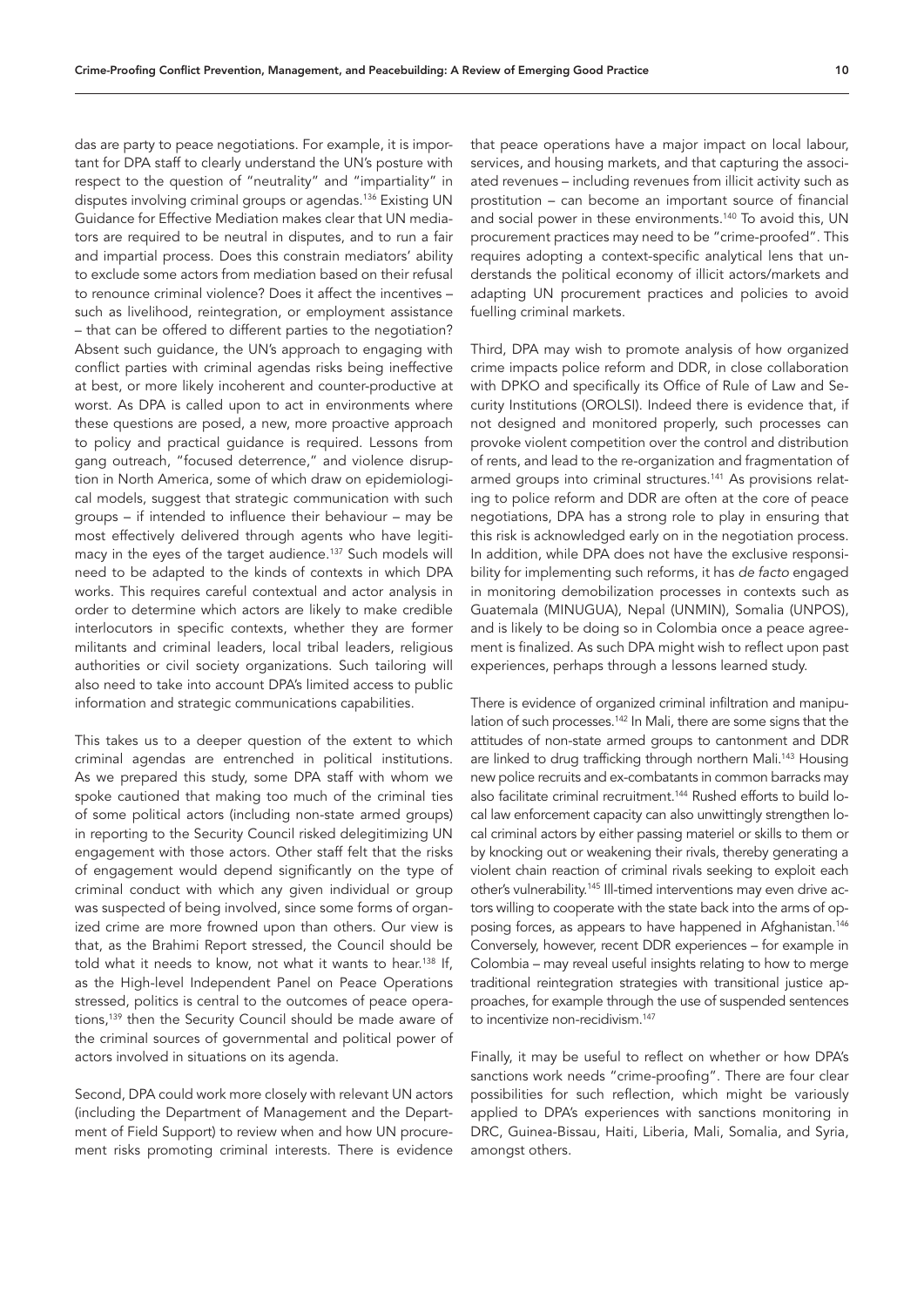das are party to peace negotiations. For example, it is important for DPA staff to clearly understand the UN's posture with respect to the question of "neutrality" and "impartiality" in disputes involving criminal groups or agendas.[136] Existing UN Guidance for Effective Mediation makes clear that UN mediators are required to be neutral in disputes, and to run a fair and impartial process. Does this constrain mediators' ability to exclude some actors from mediation based on their refusal to renounce criminal violence? Does it affect the incentives – such as livelihood, reintegration, or employment assistance – that can be offered to different parties to the negotiation? Absent such guidance, the UN's approach to engaging with conflict parties with criminal agendas risks being ineffective at best, or more likely incoherent and counter-productive at worst. As DPA is called upon to act in environments where these questions are posed, a new, more proactive approach to policy and practical guidance is required. Lessons from gang outreach, "focused deterrence," and violence disruption in North America, some of which draw on epidemiological models, suggest that strategic communication with such groups – if intended to influence their behaviour – may be most effectively delivered through agents who have legitimacy in the eyes of the target audience.[137] Such models will need to be adapted to the kinds of contexts in which DPA works. This requires careful contextual and actor analysis in order to determine which actors are likely to make credible interlocutors in specific contexts, whether they are former militants and criminal leaders, local tribal leaders, religious authorities or civil society organizations. Such tailoring will also need to take into account DPA's limited access to public information and strategic communications capabilities.

This takes us to a deeper question of the extent to which criminal agendas are entrenched in political institutions. As we prepared this study, some DPA staff with whom we spoke cautioned that making too much of the criminal ties of some political actors (including non-state armed groups) in reporting to the Security Council risked delegitimizing UN engagement with those actors. Other staff felt that the risks of engagement would depend significantly on the type of criminal conduct with which any given individual or group was suspected of being involved, since some forms of organized crime are more frowned upon than others. Our view is that, as the Brahimi Report stressed, the Council should be told what it needs to know, not what it wants to hear.[138] If, as the High-level Independent Panel on Peace Operations stressed, politics is central to the outcomes of peace operations,[139] then the Security Council should be made aware of the criminal sources of governmental and political power of actors involved in situations on its agenda.

Second, DPA could work more closely with relevant UN actors (including the Department of Management and the Department of Field Support) to review when and how UN procurement risks promoting criminal interests. There is evidence that peace operations have a major impact on local labour, services, and housing markets, and that capturing the associated revenues – including revenues from illicit activity such as prostitution – can become an important source of financial and social power in these environments.[140] To avoid this, UN procurement practices may need to be "crime-proofed". This requires adopting a context-specific analytical lens that understands the political economy of illicit actors/markets and adapting UN procurement practices and policies to avoid fuelling criminal markets.

Third, DPA may wish to promote analysis of how organized crime impacts police reform and DDR, in close collaboration with DPKO and specifically its Office of Rule of Law and Security Institutions (OROLSI). Indeed there is evidence that, if not designed and monitored properly, such processes can provoke violent competition over the control and distribution of rents, and lead to the re-organization and fragmentation of armed groups into criminal structures.[141] As provisions relating to police reform and DDR are often at the core of peace negotiations, DPA has a strong role to play in ensuring that this risk is acknowledged early on in the negotiation process. In addition, while DPA does not have the exclusive responsibility for implementing such reforms, it has *de facto* engaged in monitoring demobilization processes in contexts such as Guatemala (MINUGUA), Nepal (UNMIN), Somalia (UNPOS), and is likely to be doing so in Colombia once a peace agreement is finalized. As such DPA might wish to reflect upon past experiences, perhaps through a lessons learned study.

There is evidence of organized criminal infiltration and manipulation of such processes.[142] In Mali, there are some signs that the attitudes of non-state armed groups to cantonment and DDR are linked to drug trafficking through northern Mali.[143] Housing new police recruits and ex-combatants in common barracks may also facilitate criminal recruitment.[144] Rushed efforts to build local law enforcement capacity can also unwittingly strengthen local criminal actors by either passing materiel or skills to them or by knocking out or weakening their rivals, thereby generating a violent chain reaction of criminal rivals seeking to exploit each other's vulnerability.[145] Ill-timed interventions may even drive actors willing to cooperate with the state back into the arms of opposing forces, as appears to have happened in Afghanistan.[146] Conversely, however, recent DDR experiences – for example in Colombia – may reveal useful insights relating to how to merge traditional reintegration strategies with transitional justice approaches, for example through the use of suspended sentences to incentivize non-recidivism.[147]

Finally, it may be useful to reflect on whether or how DPA's sanctions work needs "crime-proofing". There are four clear possibilities for such reflection, which might be variously applied to DPA's experiences with sanctions monitoring in DRC, Guinea-Bissau, Haiti, Liberia, Mali, Somalia, and Syria, amongst others.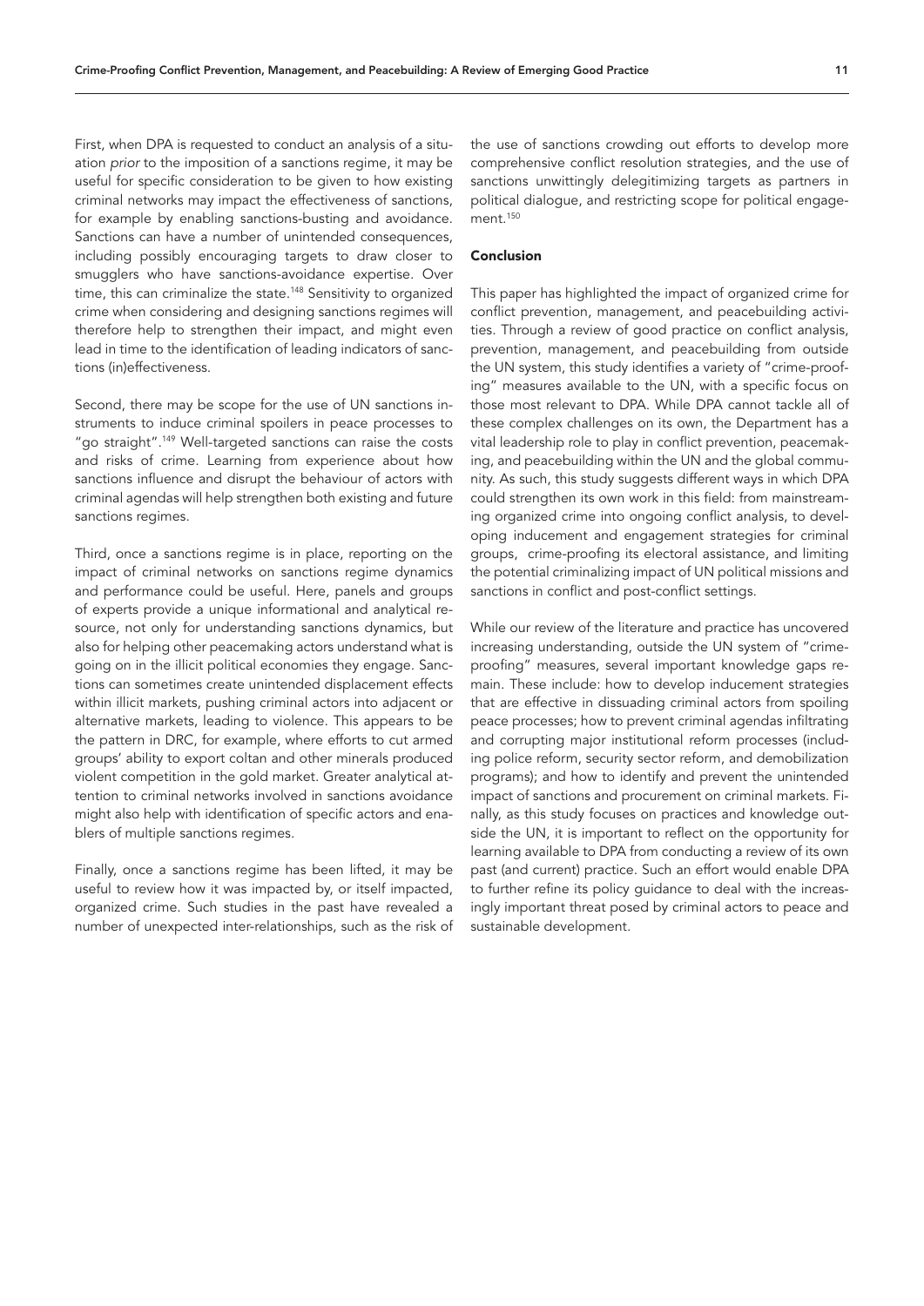First, when DPA is requested to conduct an analysis of a situation *prior* to the imposition of a sanctions regime, it may be useful for specific consideration to be given to how existing criminal networks may impact the effectiveness of sanctions, for example by enabling sanctions-busting and avoidance. Sanctions can have a number of unintended consequences, including possibly encouraging targets to draw closer to smugglers who have sanctions-avoidance expertise. Over time, this can criminalize the state.[148] Sensitivity to organized crime when considering and designing sanctions regimes will therefore help to strengthen their impact, and might even lead in time to the identification of leading indicators of sanctions (in)effectiveness.

Second, there may be scope for the use of UN sanctions instruments to induce criminal spoilers in peace processes to "go straight".[149] Well-targeted sanctions can raise the costs and risks of crime. Learning from experience about how sanctions influence and disrupt the behaviour of actors with criminal agendas will help strengthen both existing and future sanctions regimes.

Third, once a sanctions regime is in place, reporting on the impact of criminal networks on sanctions regime dynamics and performance could be useful. Here, panels and groups of experts provide a unique informational and analytical resource, not only for understanding sanctions dynamics, but also for helping other peacemaking actors understand what is going on in the illicit political economies they engage. Sanctions can sometimes create unintended displacement effects within illicit markets, pushing criminal actors into adjacent or alternative markets, leading to violence. This appears to be the pattern in DRC, for example, where efforts to cut armed groups' ability to export coltan and other minerals produced violent competition in the gold market. Greater analytical attention to criminal networks involved in sanctions avoidance might also help with identification of specific actors and enablers of multiple sanctions regimes.

Finally, once a sanctions regime has been lifted, it may be useful to review how it was impacted by, or itself impacted, organized crime. Such studies in the past have revealed a number of unexpected inter-relationships, such as the risk of the use of sanctions crowding out efforts to develop more comprehensive conflict resolution strategies, and the use of sanctions unwittingly delegitimizing targets as partners in political dialogue, and restricting scope for political engagement.[150]

## Conclusion

This paper has highlighted the impact of organized crime for conflict prevention, management, and peacebuilding activities. Through a review of good practice on conflict analysis, prevention, management, and peacebuilding from outside the UN system, this study identifies a variety of "crime-proofing" measures available to the UN, with a specific focus on those most relevant to DPA. While DPA cannot tackle all of these complex challenges on its own, the Department has a vital leadership role to play in conflict prevention, peacemaking, and peacebuilding within the UN and the global community. As such, this study suggests different ways in which DPA could strengthen its own work in this field: from mainstreaming organized crime into ongoing conflict analysis, to developing inducement and engagement strategies for criminal groups, crime-proofing its electoral assistance, and limiting the potential criminalizing impact of UN political missions and sanctions in conflict and post-conflict settings.

While our review of the literature and practice has uncovered increasing understanding, outside the UN system of "crime-proofing" measures, several important knowledge gaps remain. These include: how to develop inducement strategies that are effective in dissuading criminal actors from spoiling peace processes; how to prevent criminal agendas infiltrating and corrupting major institutional reform processes (including police reform, security sector reform, and demobilization programs); and how to identify and prevent the unintended impact of sanctions and procurement on criminal markets. Finally, as this study focuses on practices and knowledge outside the UN, it is important to reflect on the opportunity for learning available to DPA from conducting a review of its own past (and current) practice. Such an effort would enable DPA to further refine its policy guidance to deal with the increasingly important threat posed by criminal actors to peace and sustainable development.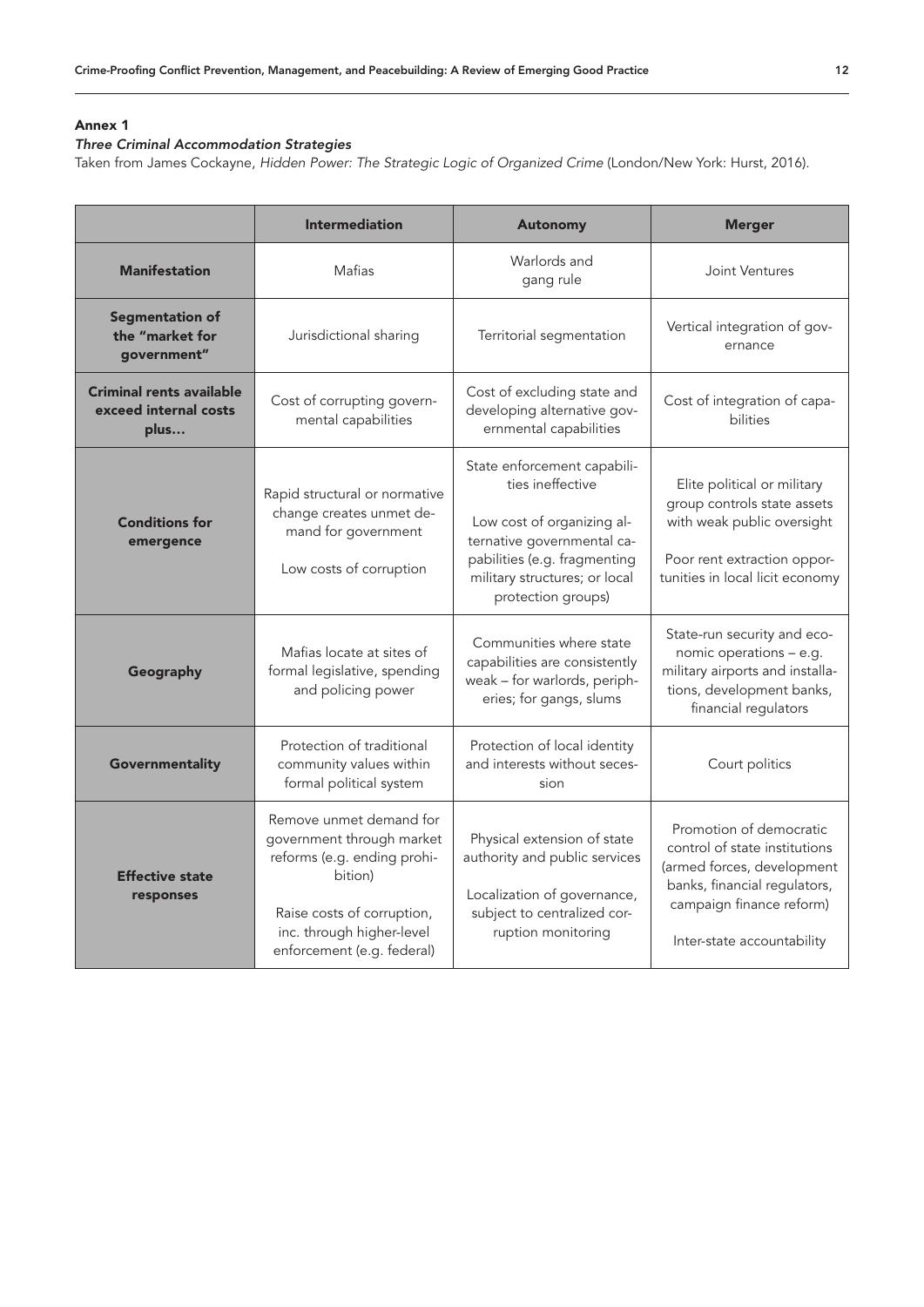## Annex 1

### *Three Criminal Accommodation Strategies*

Taken from James Cockayne, *Hidden Power: The Strategic Logic of Organized Crime* (London/New York: Hurst, 2016).

| | **Intermediation** | **Autonomy** | **Merger** |
|---|---|---|---|
| **Manifestation** | Mafias | Warlords and gang rule | Joint Ventures |
| **Segmentation of the "market for government"** | Jurisdictional sharing | Territorial segmentation | Vertical integration of governance |
| **Criminal rents available exceed internal costs plus…** | Cost of corrupting governmental capabilities | Cost of excluding state and developing alternative governmental capabilities | Cost of integration of capabilities |
| **Conditions for emergence** | Rapid structural or normative change creates unmet demand for government<br><br>Low costs of corruption | State enforcement capabilities ineffective<br><br>Low cost of organizing alternative governmental capabilities (e.g. fragmenting military structures; or local protection groups) | Elite political or military group controls state assets with weak public oversight<br><br>Poor rent extraction opportunities in local licit economy |
| **Geography** | Mafias locate at sites of formal legislative, spending and policing power | Communities where state capabilities are consistently weak – for warlords, peripheries; for gangs, slums | State-run security and economic operations – e.g. military airports and installations, development banks, financial regulators |
| **Governmentality** | Protection of traditional community values within formal political system | Protection of local identity and interests without secession | Court politics |
| **Effective state responses** | Remove unmet demand for government through market reforms (e.g. ending prohibition)<br><br>Raise costs of corruption, inc. through higher-level enforcement (e.g. federal) | Physical extension of state authority and public services<br><br>Localization of governance, subject to centralized corruption monitoring | Promotion of democratic control of state institutions (armed forces, development banks, financial regulators, campaign finance reform)<br><br>Inter-state accountability |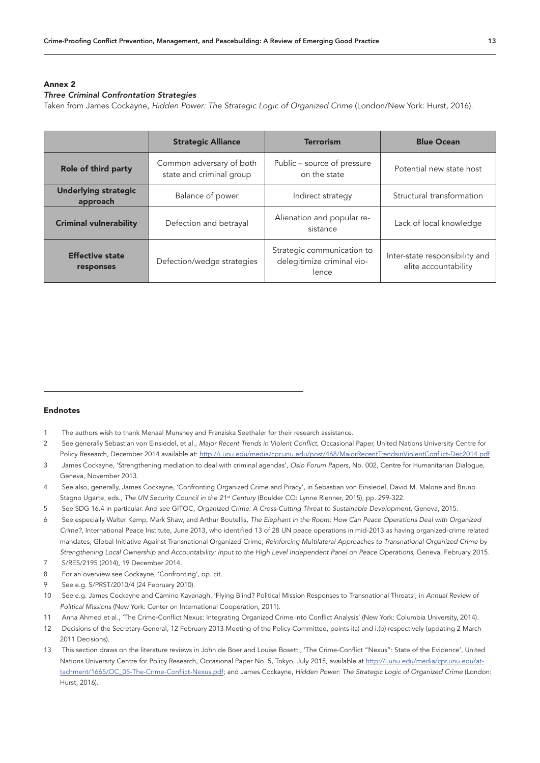## Annex 2

### *Three Criminal Confrontation Strategies*

Taken from James Cockayne, *Hidden Power: The Strategic Logic of Organized Crime* (London/New York: Hurst, 2016).

| | **Strategic Alliance** | **Terrorism** | **Blue Ocean** |
|---|---|---|---|
| **Role of third party** | Common adversary of both state and criminal group | Public – source of pressure on the state | Potential new state host |
| **Underlying strategic approach** | Balance of power | Indirect strategy | Structural transformation |
| **Criminal vulnerability** | Defection and betrayal | Alienation and popular resistance | Lack of local knowledge |
| **Effective state responses** | Defection/wedge strategies | Strategic communication to delegitimize criminal violence | Inter-state responsibility and elite accountability |

## Endnotes

1 The authors wish to thank Menaal Munshey and Franziska Seethaler for their research assistance.

2 See generally Sebastian von Einsiedel, et al., *Major Recent Trends in Violent Conflict*, Occasional Paper, United Nations University Centre for Policy Research, December 2014 available at: http://i.unu.edu/media/cpr.unu.edu/post/468/MajorRecentTrendsinViolentConflict-Dec2014.pdf

3 James Cockayne, 'Strengthening mediation to deal with criminal agendas', *Oslo Forum Papers*, No. 002, Centre for Humanitarian Dialogue, Geneva, November 2013.

4 See also, generally, James Cockayne, 'Confronting Organized Crime and Piracy', in Sebastian von Einsiedel, David M. Malone and Bruno Stagno Ugarte, eds., *The UN Security Council in the 21st Century* (Boulder CO: Lynne Rienner, 2015), pp. 299-322.

5 See SDG 16.4 in particular. And see GITOC, *Organized Crime: A Cross-Cutting Threat to Sustainable Development*, Geneva, 2015.

6 See especially Walter Kemp, Mark Shaw, and Arthur Boutellis, *The Elephant in the Room: How Can Peace Operations Deal with Organized Crime?*, International Peace Institute, June 2013, who identified 13 of 28 UN peace operations in mid-2013 as having organized-crime related mandates; Global Initiative Against Transnational Organized Crime, *Reinforcing Multilateral Approaches to Transnational Organized Crime by Strengthening Local Ownership and Accountability: Input to the High Level Independent Panel on Peace Operations*, Geneva, February 2015.

7 S/RES/2195 (2014), 19 December 2014.

8 For an overview see Cockayne, 'Confronting', op. cit.

9 See e.g. S/PRST/2010/4 (24 February 2010).

10 See e.g. James Cockayne and Camino Kavanagh, 'Flying Blind? Political Mission Responses to Transnational Threats', in *Annual Review of Political Missions* (New York: Center on International Cooperation, 2011).

11 Anna Ahmed et al., 'The Crime-Conflict Nexus: Integrating Organized Crime into Conflict Analysis' (New York: Columbia University, 2014).

12 Decisions of the Secretary-General, 12 February 2013 Meeting of the Policy Committee, points i(a) and i.(b) respectively (updating 2 March 2011 Decisions).

13 This section draws on the literature reviews in John de Boer and Louise Bosetti, 'The Crime-Conflict "Nexus": State of the Evidence', United Nations University Centre for Policy Research, Occasional Paper No. 5, Tokyo, July 2015, available at http://i.unu.edu/media/cpr.unu.edu/attachment/1665/OC_05-The-Crime-Conflict-Nexus.pdf; and James Cockayne, *Hidden Power: The Strategic Logic of Organized Crime* (London: Hurst, 2016).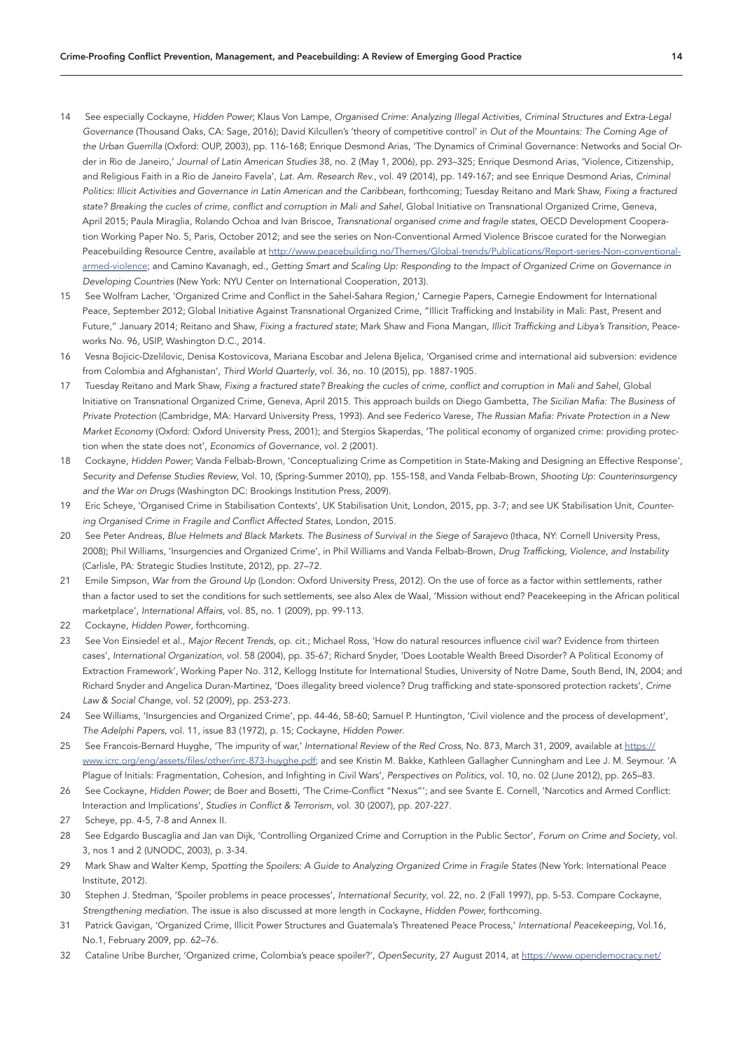14 See especially Cockayne, *Hidden Power*; Klaus Von Lampe, *Organised Crime: Analyzing Illegal Activities, Criminal Structures and Extra-Legal Governance* (Thousand Oaks, CA: Sage, 2016); David Kilcullen's 'theory of competitive control' in *Out of the Mountains: The Coming Age of the Urban Guerrilla* (Oxford: OUP, 2003), pp. 116-168; Enrique Desmond Arias, 'The Dynamics of Criminal Governance: Networks and Social Order in Rio de Janeiro,' *Journal of Latin American Studies* 38, no. 2 (May 1, 2006), pp. 293–325; Enrique Desmond Arias, 'Violence, Citizenship, and Religious Faith in a Rio de Janeiro Favela', *Lat. Am. Research Rev.*, vol. 49 (2014), pp. 149-167; and see Enrique Desmond Arias, *Criminal Politics: Illicit Activities and Governance in Latin American and the Caribbean*, forthcoming; Tuesday Reitano and Mark Shaw, *Fixing a fractured state? Breaking the cucles of crime, conflict and corruption in Mali and Sahel*, Global Initiative on Transnational Organized Crime, Geneva, April 2015; Paula Miraglia, Rolando Ochoa and Ivan Briscoe, *Transnational organised crime and fragile states*, OECD Development Cooperation Working Paper No. 5, Paris, October 2012; and see the series on Non-Conventional Armed Violence Briscoe curated for the Norwegian Peacebuilding Resource Centre, available at http://www.peacebuilding.no/Themes/Global-trends/Publications/Report-series-Non-conventional-armed-violence; and Camino Kavanagh, ed., *Getting Smart and Scaling Up: Responding to the Impact of Organized Crime on Governance in Developing Countries* (New York: NYU Center on International Cooperation, 2013).

15 See Wolfram Lacher, 'Organized Crime and Conflict in the Sahel-Sahara Region,' Carnegie Papers, Carnegie Endowment for International Peace, September 2012; Global Initiative Against Transnational Organized Crime, "Illicit Trafficking and Instability in Mali: Past, Present and Future," January 2014; Reitano and Shaw, *Fixing a fractured state*; Mark Shaw and Fiona Mangan, *Illicit Trafficking and Libya's Transition*, Peaceworks No. 96, USIP, Washington D.C., 2014.

16 Vesna Bojicic-Dzelilovic, Denisa Kostovicova, Mariana Escobar and Jelena Bjelica, 'Organised crime and international aid subversion: evidence from Colombia and Afghanistan', *Third World Quarterly*, vol. 36, no. 10 (2015), pp. 1887-1905.

17 Tuesday Reitano and Mark Shaw, *Fixing a fractured state? Breaking the cucles of crime, conflict and corruption in Mali and Sahel*, Global Initiative on Transnational Organized Crime, Geneva, April 2015. This approach builds on Diego Gambetta, *The Sicilian Mafia: The Business of Private Protection* (Cambridge, MA: Harvard University Press, 1993). And see Federico Varese, *The Russian Mafia: Private Protection in a New Market Economy* (Oxford: Oxford University Press, 2001); and Stergios Skaperdas, 'The political economy of organized crime: providing protection when the state does not', *Economics of Governance*, vol. 2 (2001).

18 Cockayne, *Hidden Power*; Vanda Felbab-Brown, 'Conceptualizing Crime as Competition in State-Making and Designing an Effective Response', *Security and Defense Studies Review*, Vol. 10, (Spring-Summer 2010), pp. 155-158, and Vanda Felbab-Brown, *Shooting Up: Counterinsurgency and the War on Drugs* (Washington DC: Brookings Institution Press, 2009).

19 Eric Scheye, 'Organised Crime in Stabilisation Contexts', UK Stabilisation Unit, London, 2015, pp. 3-7; and see UK Stabilisation Unit, *Countering Organised Crime in Fragile and Conflict Affected States*, London, 2015.

20 See Peter Andreas, *Blue Helmets and Black Markets. The Business of Survival in the Siege of Sarajevo* (Ithaca, NY: Cornell University Press, 2008); Phil Williams, 'Insurgencies and Organized Crime', in Phil Williams and Vanda Felbab-Brown, *Drug Trafficking, Violence, and Instability* (Carlisle, PA: Strategic Studies Institute, 2012), pp. 27–72.

21 Emile Simpson, *War from the Ground Up* (London: Oxford University Press, 2012). On the use of force as a factor within settlements, rather than a factor used to set the conditions for such settlements, see also Alex de Waal, 'Mission without end? Peacekeeping in the African political marketplace', *International Affairs*, vol. 85, no. 1 (2009), pp. 99-113.

22 Cockayne, *Hidden Power*, forthcoming.

23 See Von Einsiedel et al., *Major Recent Trends*, op. cit.; Michael Ross, 'How do natural resources influence civil war? Evidence from thirteen cases', *International Organization*, vol. 58 (2004), pp. 35-67; Richard Snyder, 'Does Lootable Wealth Breed Disorder? A Political Economy of Extraction Framework', Working Paper No. 312, Kellogg Institute for International Studies, University of Notre Dame, South Bend, IN, 2004; and Richard Snyder and Angelica Duran-Martinez, 'Does illegality breed violence? Drug trafficking and state-sponsored protection rackets', *Crime Law & Social Change*, vol. 52 (2009), pp. 253-273.

24 See Williams, 'Insurgencies and Organized Crime', pp. 44-46, 58-60; Samuel P. Huntington, 'Civil violence and the process of development', *The Adelphi Papers*, vol. 11, issue 83 (1972), p. 15; Cockayne, *Hidden Power*.

25 See Francois-Bernard Huyghe, 'The impurity of war,' *International Review of the Red Cross*, No. 873, March 31, 2009, available at https://www.icrc.org/eng/assets/files/other/irrc-873-huyghe.pdf; and see Kristin M. Bakke, Kathleen Gallagher Cunningham and Lee J. M. Seymour. 'A Plague of Initials: Fragmentation, Cohesion, and Infighting in Civil Wars', *Perspectives on Politics*, vol. 10, no. 02 (June 2012), pp. 265–83.

26 See Cockayne, *Hidden Power*; de Boer and Bosetti, 'The Crime-Conflict "Nexus"'; and see Svante E. Cornell, 'Narcotics and Armed Conflict: Interaction and Implications', *Studies in Conflict & Terrorism*, vol. 30 (2007), pp. 207-227.

27 Scheye, pp. 4-5, 7-8 and Annex II.

28 See Edgardo Buscaglia and Jan van Dijk, 'Controlling Organized Crime and Corruption in the Public Sector', *Forum on Crime and Society*, vol. 3, nos 1 and 2 (UNODC, 2003), p. 3-34.

29 Mark Shaw and Walter Kemp, *Spotting the Spoilers: A Guide to Analyzing Organized Crime in Fragile States* (New York: International Peace Institute, 2012).

30 Stephen J. Stedman, 'Spoiler problems in peace processes', *International Security*, vol. 22, no. 2 (Fall 1997), pp. 5-53. Compare Cockayne, *Strengthening mediation*. The issue is also discussed at more length in Cockayne, *Hidden Power*, forthcoming.

31 Patrick Gavigan, 'Organized Crime, Illicit Power Structures and Guatemala's Threatened Peace Process,' *International Peacekeeping*, Vol.16, No.1, February 2009, pp. 62–76.

32 Cataline Uribe Burcher, 'Organized crime, Colombia's peace spoiler?', *OpenSecurity*, 27 August 2014, at https://www.opendemocracy.net/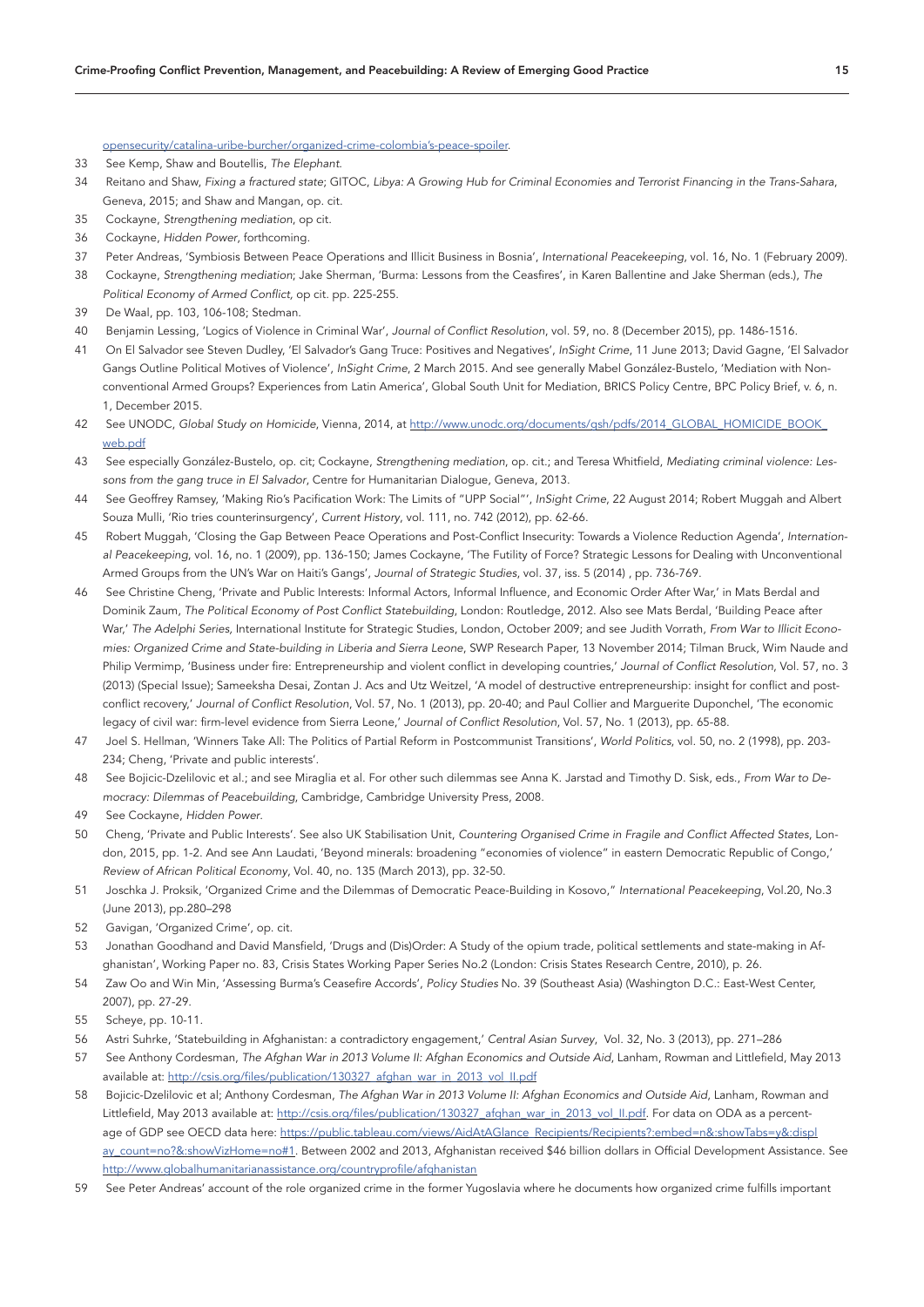opensecurity/catalina-uribe-burcher/organized-crime-colombia's-peace-spoiler.

33 See Kemp, Shaw and Boutellis, *The Elephant*.

34 Reitano and Shaw, *Fixing a fractured state*; GITOC, *Libya: A Growing Hub for Criminal Economies and Terrorist Financing in the Trans-Sahara*, Geneva, 2015; and Shaw and Mangan, op. cit.

35 Cockayne, *Strengthening mediation*, op cit.

36 Cockayne, *Hidden Power*, forthcoming.

37 Peter Andreas, 'Symbiosis Between Peace Operations and Illicit Business in Bosnia', *International Peacekeeping*, vol. 16, No. 1 (February 2009).

38 Cockayne, *Strengthening mediation*; Jake Sherman, 'Burma: Lessons from the Ceasfires', in Karen Ballentine and Jake Sherman (eds.), *The Political Economy of Armed Conflict*, op cit. pp. 225-255.

39 De Waal, pp. 103, 106-108; Stedman.

40 Benjamin Lessing, 'Logics of Violence in Criminal War', *Journal of Conflict Resolution*, vol. 59, no. 8 (December 2015), pp. 1486-1516.

41 On El Salvador see Steven Dudley, 'El Salvador's Gang Truce: Positives and Negatives', *InSight Crime*, 11 June 2013; David Gagne, 'El Salvador Gangs Outline Political Motives of Violence', *InSight Crime*, 2 March 2015. And see generally Mabel González-Bustelo, 'Mediation with Non-conventional Armed Groups? Experiences from Latin America', Global South Unit for Mediation, BRICS Policy Centre, BPC Policy Brief, v. 6, n. 1, December 2015.

42 See UNODC, *Global Study on Homicide*, Vienna, 2014, at http://www.unodc.org/documents/gsh/pdfs/2014_GLOBAL_HOMICIDE_BOOK_web.pdf

43 See especially González-Bustelo, op. cit; Cockayne, *Strengthening mediation*, op. cit.; and Teresa Whitfield, *Mediating criminal violence: Lessons from the gang truce in El Salvador*, Centre for Humanitarian Dialogue, Geneva, 2013.

44 See Geoffrey Ramsey, 'Making Rio's Pacification Work: The Limits of "UPP Social"', *InSight Crime*, 22 August 2014; Robert Muggah and Albert Souza Mulli, 'Rio tries counterinsurgency', *Current History*, vol. 111, no. 742 (2012), pp. 62-66.

45 Robert Muggah, 'Closing the Gap Between Peace Operations and Post-Conflict Insecurity: Towards a Violence Reduction Agenda', *International Peacekeeping*, vol. 16, no. 1 (2009), pp. 136-150; James Cockayne, 'The Futility of Force? Strategic Lessons for Dealing with Unconventional Armed Groups from the UN's War on Haiti's Gangs', *Journal of Strategic Studies*, vol. 37, iss. 5 (2014) , pp. 736-769.

46 See Christine Cheng, 'Private and Public Interests: Informal Actors, Informal Influence, and Economic Order After War,' in Mats Berdal and Dominik Zaum, *The Political Economy of Post Conflict Statebuilding*, London: Routledge, 2012. Also see Mats Berdal, 'Building Peace after War,' *The Adelphi Series*, International Institute for Strategic Studies, London, October 2009; and see Judith Vorrath, *From War to Illicit Economies: Organized Crime and State-building in Liberia and Sierra Leone*, SWP Research Paper, 13 November 2014; Tilman Bruck, Wim Naude and Philip Vermimp, 'Business under fire: Entrepreneurship and violent conflict in developing countries,' *Journal of Conflict Resolution*, Vol. 57, no. 3 (2013) (Special Issue); Sameeksha Desai, Zontan J. Acs and Utz Weitzel, 'A model of destructive entrepreneurship: insight for conflict and post-conflict recovery,' *Journal of Conflict Resolution*, Vol. 57, No. 1 (2013), pp. 20-40; and Paul Collier and Marguerite Duponchel, 'The economic legacy of civil war: firm-level evidence from Sierra Leone,' *Journal of Conflict Resolution*, Vol. 57, No. 1 (2013), pp. 65-88.

47 Joel S. Hellman, 'Winners Take All: The Politics of Partial Reform in Postcommunist Transitions', *World Politics*, vol. 50, no. 2 (1998), pp. 203-234; Cheng, 'Private and public interests'.

48 See Bojicic-Dzelilovic et al.; and see Miraglia et al. For other such dilemmas see Anna K. Jarstad and Timothy D. Sisk, eds., *From War to Democracy: Dilemmas of Peacebuilding*, Cambridge, Cambridge University Press, 2008.

49 See Cockayne, *Hidden Power*.

50 Cheng, 'Private and Public Interests'. See also UK Stabilisation Unit, *Countering Organised Crime in Fragile and Conflict Affected States*, London, 2015, pp. 1-2. And see Ann Laudati, 'Beyond minerals: broadening "economies of violence" in eastern Democratic Republic of Congo,' *Review of African Political Economy*, Vol. 40, no. 135 (March 2013), pp. 32-50.

51 Joschka J. Proksik, 'Organized Crime and the Dilemmas of Democratic Peace-Building in Kosovo," *International Peacekeeping*, Vol.20, No.3 (June 2013), pp.280–298

52 Gavigan, 'Organized Crime', op. cit.

53 Jonathan Goodhand and David Mansfield, 'Drugs and (Dis)Order: A Study of the opium trade, political settlements and state-making in Afghanistan', Working Paper no. 83, Crisis States Working Paper Series No.2 (London: Crisis States Research Centre, 2010), p. 26.

54 Zaw Oo and Win Min, 'Assessing Burma's Ceasefire Accords', *Policy Studies* No. 39 (Southeast Asia) (Washington D.C.: East-West Center, 2007), pp. 27-29.

55 Scheye, pp. 10-11.

56 Astri Suhrke, 'Statebuilding in Afghanistan: a contradictory engagement,' *Central Asian Survey*, Vol. 32, No. 3 (2013), pp. 271–286

57 See Anthony Cordesman, *The Afghan War in 2013 Volume II: Afghan Economics and Outside Aid*, Lanham, Rowman and Littlefield, May 2013 available at: http://csis.org/files/publication/130327_afghan_war_in_2013_vol_II.pdf

58 Bojicic-Dzelilovic et al; Anthony Cordesman, *The Afghan War in 2013 Volume II: Afghan Economics and Outside Aid*, Lanham, Rowman and Littlefield, May 2013 available at: http://csis.org/files/publication/130327_afghan_war_in_2013_vol_II.pdf. For data on ODA as a percentage of GDP see OECD data here: https://public.tableau.com/views/AidAtAGlance_Recipients/Recipients?:embed=n&:showTabs=y&:display_count=no?&:showVizHome=no#1. Between 2002 and 2013, Afghanistan received $46 billion dollars in Official Development Assistance. See http://www.globalhumanitarianassistance.org/countryprofile/afghanistan

59 See Peter Andreas' account of the role organized crime in the former Yugoslavia where he documents how organized crime fulfills important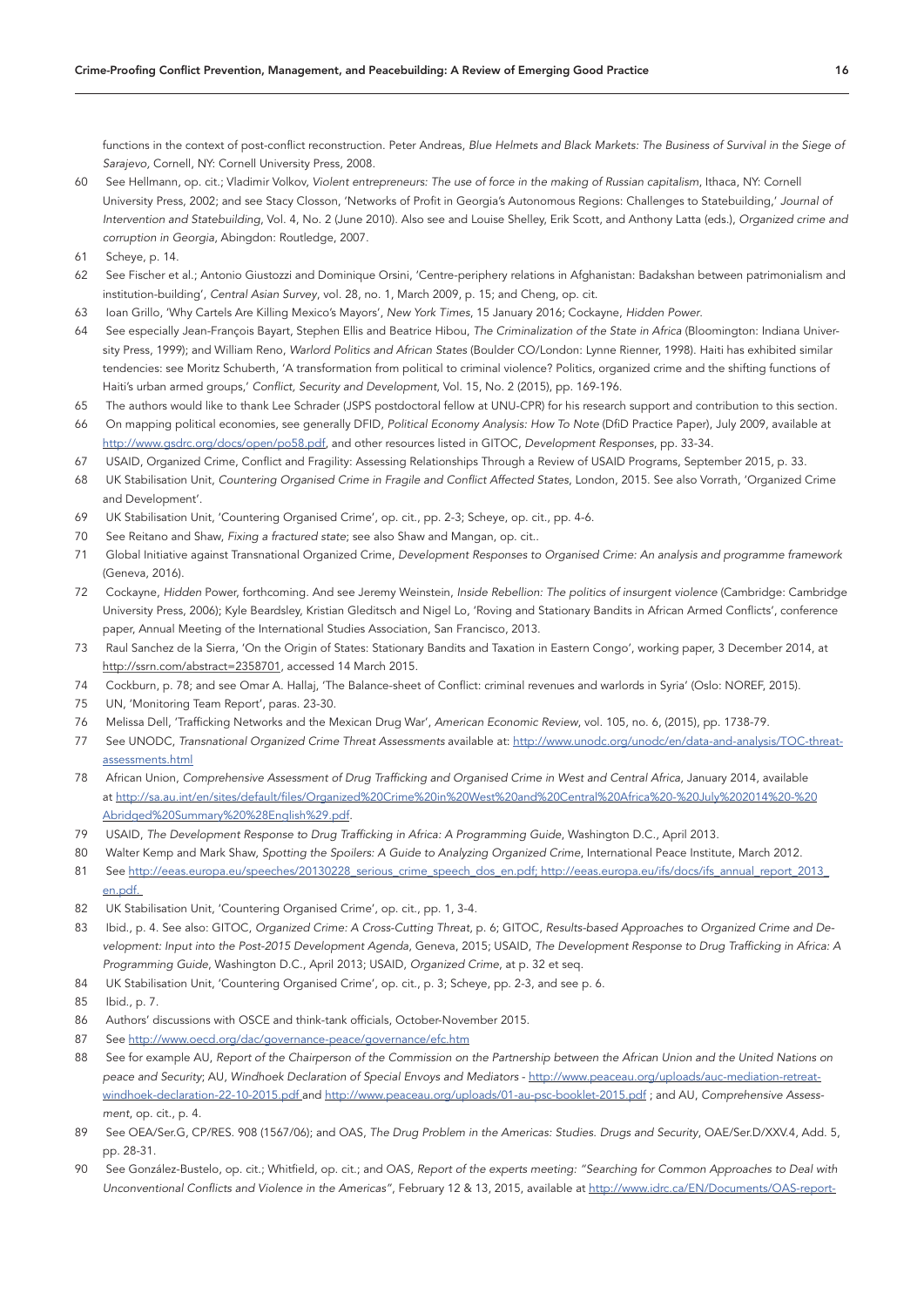functions in the context of post-conflict reconstruction. Peter Andreas, *Blue Helmets and Black Markets: The Business of Survival in the Siege of Sarajevo*, Cornell, NY: Cornell University Press, 2008.

60 See Hellmann, op. cit.; Vladimir Volkov, *Violent entrepreneurs: The use of force in the making of Russian capitalism*, Ithaca, NY: Cornell University Press, 2002; and see Stacy Closson, 'Networks of Profit in Georgia's Autonomous Regions: Challenges to Statebuilding,' *Journal of Intervention and Statebuilding*, Vol. 4, No. 2 (June 2010). Also see and Louise Shelley, Erik Scott, and Anthony Latta (eds.), *Organized crime and corruption in Georgia*, Abingdon: Routledge, 2007.

61 Scheye, p. 14.

62 See Fischer et al.; Antonio Giustozzi and Dominique Orsini, 'Centre-periphery relations in Afghanistan: Badakshan between patrimonialism and institution-building', *Central Asian Survey*, vol. 28, no. 1, March 2009, p. 15; and Cheng, op. cit.

63 Ioan Grillo, 'Why Cartels Are Killing Mexico's Mayors', *New York Times*, 15 January 2016; Cockayne, *Hidden Power*.

64 See especially Jean-François Bayart, Stephen Ellis and Beatrice Hibou, *The Criminalization of the State in Africa* (Bloomington: Indiana University Press, 1999); and William Reno, *Warlord Politics and African States* (Boulder CO/London: Lynne Rienner, 1998). Haiti has exhibited similar tendencies: see Moritz Schuberth, 'A transformation from political to criminal violence? Politics, organized crime and the shifting functions of Haiti's urban armed groups,' *Conflict, Security and Development*, Vol. 15, No. 2 (2015), pp. 169-196.

65 The authors would like to thank Lee Schrader (JSPS postdoctoral fellow at UNU-CPR) for his research support and contribution to this section.

66 On mapping political economies, see generally DFID, *Political Economy Analysis: How To Note* (DfID Practice Paper), July 2009, available at http://www.gsdrc.org/docs/open/po58.pdf, and other resources listed in GITOC, *Development Responses*, pp. 33-34.

67 USAID, Organized Crime, Conflict and Fragility: Assessing Relationships Through a Review of USAID Programs, September 2015, p. 33.

68 UK Stabilisation Unit, *Countering Organised Crime in Fragile and Conflict Affected States*, London, 2015. See also Vorrath, 'Organized Crime and Development'.

69 UK Stabilisation Unit, 'Countering Organised Crime', op. cit., pp. 2-3; Scheye, op. cit., pp. 4-6.

70 See Reitano and Shaw, *Fixing a fractured state*; see also Shaw and Mangan, op. cit..

71 Global Initiative against Transnational Organized Crime, *Development Responses to Organised Crime: An analysis and programme framework* (Geneva, 2016).

72 Cockayne, *Hidden* Power, forthcoming. And see Jeremy Weinstein, *Inside Rebellion: The politics of insurgent violence* (Cambridge: Cambridge University Press, 2006); Kyle Beardsley, Kristian Gleditsch and Nigel Lo, 'Roving and Stationary Bandits in African Armed Conflicts', conference paper, Annual Meeting of the International Studies Association, San Francisco, 2013.

73 Raul Sanchez de la Sierra, 'On the Origin of States: Stationary Bandits and Taxation in Eastern Congo', working paper, 3 December 2014, at http://ssrn.com/abstract=2358701, accessed 14 March 2015.

74 Cockburn, p. 78; and see Omar A. Hallaj, 'The Balance-sheet of Conflict: criminal revenues and warlords in Syria' (Oslo: NOREF, 2015).

75 UN, 'Monitoring Team Report', paras. 23-30.

76 Melissa Dell, 'Trafficking Networks and the Mexican Drug War', *American Economic Review*, vol. 105, no. 6, (2015), pp. 1738-79.

77 See UNODC, *Transnational Organized Crime Threat Assessments* available at: http://www.unodc.org/unodc/en/data-and-analysis/TOC-threat-assessments.html

78 African Union, *Comprehensive Assessment of Drug Trafficking and Organised Crime in West and Central Africa*, January 2014, available at http://sa.au.int/en/sites/default/files/Organized%20Crime%20in%20West%20and%20Central%20Africa%20-%20July%202014%20-%20Abridged%20Summary%20%28English%29.pdf.

79 USAID, *The Development Response to Drug Trafficking in Africa: A Programming Guide*, Washington D.C., April 2013.

80 Walter Kemp and Mark Shaw, *Spotting the Spoilers: A Guide to Analyzing Organized Crime*, International Peace Institute, March 2012.

81 See http://eeas.europa.eu/speeches/20130228_serious_crime_speech_dos_en.pdf; http://eeas.europa.eu/ifs/docs/ifs_annual_report_2013_en.pdf.

82 UK Stabilisation Unit, 'Countering Organised Crime', op. cit., pp. 1, 3-4.

83 Ibid., p. 4. See also: GITOC, *Organized Crime: A Cross-Cutting Threat*, p. 6; GITOC, *Results-based Approaches to Organized Crime and Development: Input into the Post-2015 Development Agenda*, Geneva, 2015; USAID, *The Development Response to Drug Trafficking in Africa: A Programming Guide*, Washington D.C., April 2013; USAID, *Organized Crime*, at p. 32 et seq.

84 UK Stabilisation Unit, 'Countering Organised Crime', op. cit., p. 3; Scheye, pp. 2-3, and see p. 6.

85 Ibid., p. 7.

86 Authors' discussions with OSCE and think-tank officials, October-November 2015.

87 See http://www.oecd.org/dac/governance-peace/governance/efc.htm

88 See for example AU, *Report of the Chairperson of the Commission on the Partnership between the African Union and the United Nations on peace and Security*; AU, *Windhoek Declaration of Special Envoys and Mediators* - http://www.peaceau.org/uploads/auc-mediation-retreat-windhoek-declaration-22-10-2015.pdf and http://www.peaceau.org/uploads/01-au-psc-booklet-2015.pdf ; and AU, *Comprehensive Assessment*, op. cit., p. 4.

89 See OEA/Ser.G, CP/RES. 908 (1567/06); and OAS, *The Drug Problem in the Americas: Studies. Drugs and Security*, OAE/Ser.D/XXV.4, Add. 5, pp. 28-31.

90 See González-Bustelo, op. cit.; Whitfield, op. cit.; and OAS, *Report of the experts meeting: "Searching for Common Approaches to Deal with Unconventional Conflicts and Violence in the Americas"*, February 12 & 13, 2015, available at http://www.idrc.ca/EN/Documents/OAS-report-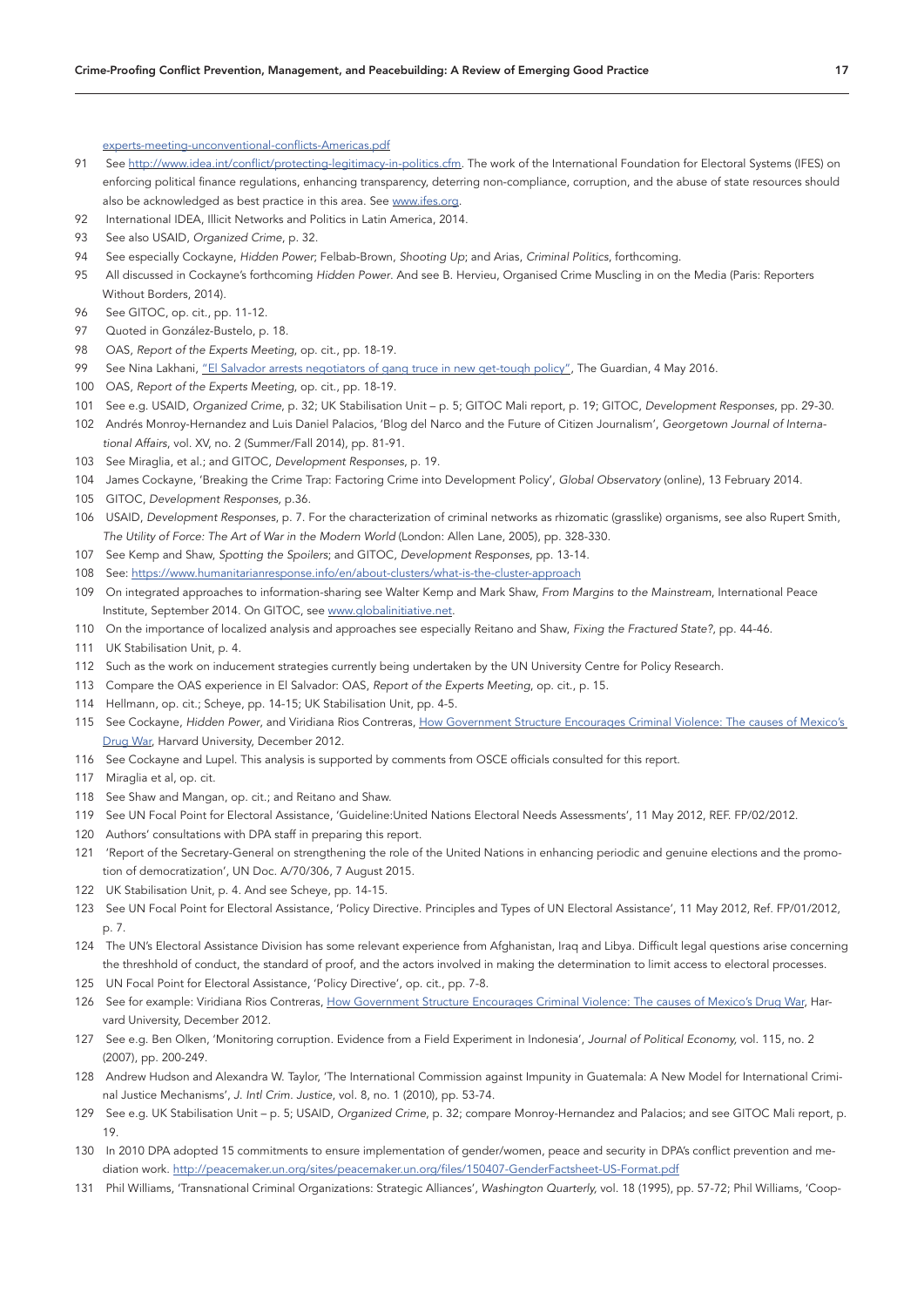experts-meeting-unconventional-conflicts-Americas.pdf

91 See http://www.idea.int/conflict/protecting-legitimacy-in-politics.cfm. The work of the International Foundation for Electoral Systems (IFES) on enforcing political finance regulations, enhancing transparency, deterring non-compliance, corruption, and the abuse of state resources should also be acknowledged as best practice in this area. See www.ifes.org.

92 International IDEA, Illicit Networks and Politics in Latin America, 2014.

93 See also USAID, *Organized Crime*, p. 32.

94 See especially Cockayne, *Hidden Power*; Felbab-Brown, *Shooting Up*; and Arias, *Criminal Politics*, forthcoming.

95 All discussed in Cockayne's forthcoming *Hidden Power*. And see B. Hervieu, Organised Crime Muscling in on the Media (Paris: Reporters Without Borders, 2014).

96 See GITOC, op. cit., pp. 11-12.

97 Quoted in González-Bustelo, p. 18.

98 OAS, *Report of the Experts Meeting*, op. cit., pp. 18-19.

99 See Nina Lakhani, "El Salvador arrests negotiators of gang truce in new get-tough policy", The Guardian, 4 May 2016.

100 OAS, *Report of the Experts Meeting*, op. cit., pp. 18-19.

101 See e.g. USAID, *Organized Crime*, p. 32; UK Stabilisation Unit – p. 5; GITOC Mali report, p. 19; GITOC, *Development Responses*, pp. 29-30.

102 Andrés Monroy-Hernandez and Luis Daniel Palacios, 'Blog del Narco and the Future of Citizen Journalism', *Georgetown Journal of International Affairs*, vol. XV, no. 2 (Summer/Fall 2014), pp. 81-91.

103 See Miraglia, et al.; and GITOC, *Development Responses*, p. 19.

104 James Cockayne, 'Breaking the Crime Trap: Factoring Crime into Development Policy', *Global Observatory* (online), 13 February 2014.

105 GITOC, *Development Responses*, p.36.

106 USAID, *Development Responses*, p. 7. For the characterization of criminal networks as rhizomatic (grasslike) organisms, see also Rupert Smith, *The Utility of Force: The Art of War in the Modern World* (London: Allen Lane, 2005), pp. 328-330.

107 See Kemp and Shaw, *Spotting the Spoilers*; and GITOC, *Development Responses*, pp. 13-14.

108 See: https://www.humanitarianresponse.info/en/about-clusters/what-is-the-cluster-approach

109 On integrated approaches to information-sharing see Walter Kemp and Mark Shaw, *From Margins to the Mainstream*, International Peace Institute, September 2014. On GITOC, see www.globalinitiative.net.

110 On the importance of localized analysis and approaches see especially Reitano and Shaw, *Fixing the Fractured State?*, pp. 44-46.

111 UK Stabilisation Unit, p. 4.

112 Such as the work on inducement strategies currently being undertaken by the UN University Centre for Policy Research.

113 Compare the OAS experience in El Salvador: OAS, *Report of the Experts Meeting*, op. cit., p. 15.

114 Hellmann, op. cit.; Scheye, pp. 14-15; UK Stabilisation Unit, pp. 4-5.

115 See Cockayne, *Hidden Power*, and Viridiana Rios Contreras, How Government Structure Encourages Criminal Violence: The causes of Mexico's Drug War, Harvard University, December 2012.

116 See Cockayne and Lupel. This analysis is supported by comments from OSCE officials consulted for this report.

117 Miraglia et al, op. cit.

118 See Shaw and Mangan, op. cit.; and Reitano and Shaw.

119 See UN Focal Point for Electoral Assistance, 'Guideline:United Nations Electoral Needs Assessments', 11 May 2012, REF. FP/02/2012.

120 Authors' consultations with DPA staff in preparing this report.

121 'Report of the Secretary-General on strengthening the role of the United Nations in enhancing periodic and genuine elections and the promotion of democratization', UN Doc. A/70/306, 7 August 2015.

122 UK Stabilisation Unit, p. 4. And see Scheye, pp. 14-15.

123 See UN Focal Point for Electoral Assistance, 'Policy Directive. Principles and Types of UN Electoral Assistance', 11 May 2012, Ref. FP/01/2012, p. 7.

124 The UN's Electoral Assistance Division has some relevant experience from Afghanistan, Iraq and Libya. Difficult legal questions arise concerning the threshhold of conduct, the standard of proof, and the actors involved in making the determination to limit access to electoral processes.

125 UN Focal Point for Electoral Assistance, 'Policy Directive', op. cit., pp. 7-8.

126 See for example: Viridiana Rios Contreras, How Government Structure Encourages Criminal Violence: The causes of Mexico's Drug War, Harvard University, December 2012.

127 See e.g. Ben Olken, 'Monitoring corruption. Evidence from a Field Experiment in Indonesia', *Journal of Political Economy*, vol. 115, no. 2 (2007), pp. 200-249.

128 Andrew Hudson and Alexandra W. Taylor, 'The International Commission against Impunity in Guatemala: A New Model for International Criminal Justice Mechanisms', *J. Intl Crim. Justice*, vol. 8, no. 1 (2010), pp. 53-74.

129 See e.g. UK Stabilisation Unit – p. 5; USAID, *Organized Crime*, p. 32; compare Monroy-Hernandez and Palacios; and see GITOC Mali report, p. 19.

130 In 2010 DPA adopted 15 commitments to ensure implementation of gender/women, peace and security in DPA's conflict prevention and mediation work. http://peacemaker.un.org/sites/peacemaker.un.org/files/150407-GenderFactsheet-US-Format.pdf

131 Phil Williams, 'Transnational Criminal Organizations: Strategic Alliances', *Washington Quarterly*, vol. 18 (1995), pp. 57-72; Phil Williams, 'Coop-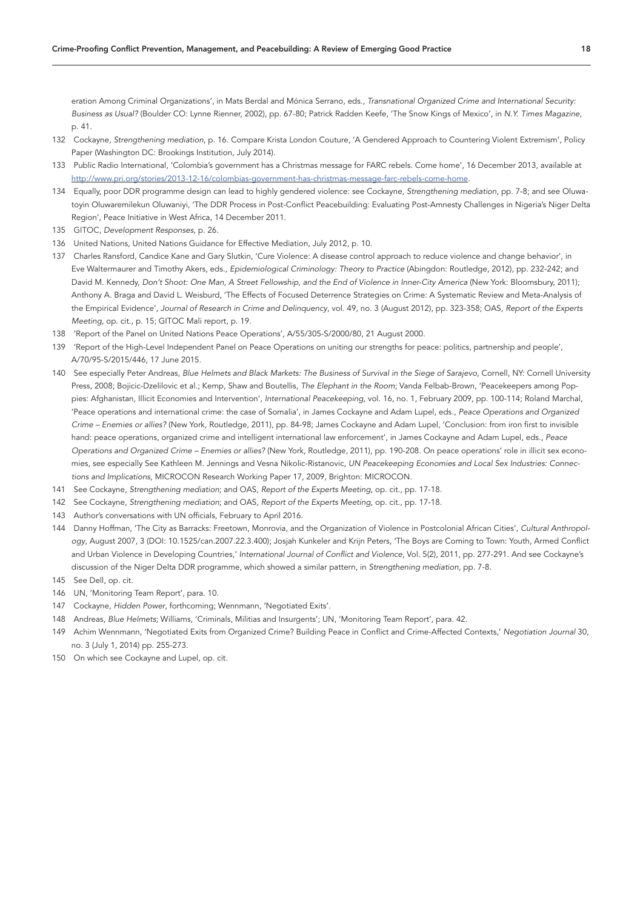eration Among Criminal Organizations', in Mats Berdal and Mónica Serrano, eds., *Transnational Organized Crime and International Security: Business as Usual?* (Boulder CO: Lynne Rienner, 2002), pp. 67-80; Patrick Radden Keefe, 'The Snow Kings of Mexico', in *N.Y. Times Magazine*, p. 41.

132 Cockayne, *Strengthening mediation*, p. 16. Compare Krista London Couture, 'A Gendered Approach to Countering Violent Extremism', Policy Paper (Washington DC: Brookings Institution, July 2014).

133 Public Radio International, 'Colombia's government has a Christmas message for FARC rebels. Come home', 16 December 2013, available at http://www.pri.org/stories/2013-12-16/colombias-government-has-christmas-message-farc-rebels-come-home.

134 Equally, poor DDR programme design can lead to highly gendered violence: see Cockayne, *Strengthening mediation*, pp. 7-8; and see Oluwatoyin Oluwaremilekun Oluwaniyi, 'The DDR Process in Post-Conflict Peacebuilding: Evaluating Post-Amnesty Challenges in Nigeria's Niger Delta Region', Peace Initiative in West Africa, 14 December 2011.

135 GITOC, *Development Responses*, p. 26.

136 United Nations, United Nations Guidance for Effective Mediation, July 2012, p. 10.

137 Charles Ransford, Candice Kane and Gary Slutkin, 'Cure Violence: A disease control approach to reduce violence and change behavior', in Eve Waltermaurer and Timothy Akers, eds., *Epidemiological Criminology: Theory to Practice* (Abingdon: Routledge, 2012), pp. 232-242; and David M. Kennedy, *Don't Shoot: One Man, A Street Fellowship, and the End of Violence in Inner-City America* (New York: Bloomsbury, 2011); Anthony A. Braga and David L. Weisburd, 'The Effects of Focused Deterrence Strategies on Crime: A Systematic Review and Meta-Analysis of the Empirical Evidence', *Journal of Research in Crime and Delinquency*, vol. 49, no. 3 (August 2012), pp. 323-358; OAS, *Report of the Experts Meeting*, op. cit., p. 15; GITOC Mali report, p. 19.

138 'Report of the Panel on United Nations Peace Operations', A/55/305-S/2000/80, 21 August 2000.

139 'Report of the High-Level Independent Panel on Peace Operations on uniting our strengths for peace: politics, partnership and people', A/70/95-S/2015/446, 17 June 2015.

140 See especially Peter Andreas, *Blue Helmets and Black Markets: The Business of Survival in the Siege of Sarajevo*, Cornell, NY: Cornell University Press, 2008; Bojicic-Dzelilovic et al.; Kemp, Shaw and Boutellis, *The Elephant in the Room*; Vanda Felbab-Brown, 'Peacekeepers among Poppies: Afghanistan, Illicit Economies and Intervention', *International Peacekeeping*, vol. 16, no. 1, February 2009, pp. 100-114; Roland Marchal, 'Peace operations and international crime: the case of Somalia', in James Cockayne and Adam Lupel, eds., *Peace Operations and Organized Crime – Enemies or allies?* (New York, Routledge, 2011), pp. 84-98; James Cockayne and Adam Lupel, 'Conclusion: from iron first to invisible hand: peace operations, organized crime and intelligent international law enforcement', in James Cockayne and Adam Lupel, eds., *Peace Operations and Organized Crime – Enemies or allies?* (New York, Routledge, 2011), pp. 190-208. On peace operations' role in illicit sex economies, see especially See Kathleen M. Jennings and Vesna Nikolic-Ristanovic, *UN Peacekeeping Economies and Local Sex Industries: Connections and Implications*, MICROCON Research Working Paper 17, 2009, Brighton: MICROCON.

141 See Cockayne, *Strengthening mediation*; and OAS, *Report of the Experts Meeting*, op. cit., pp. 17-18.

142 See Cockayne, *Strengthening mediation*; and OAS, *Report of the Experts Meeting*, op. cit., pp. 17-18.

143 Author's conversations with UN officials, February to April 2016.

144 Danny Hoffman, 'The City as Barracks: Freetown, Monrovia, and the Organization of Violence in Postcolonial African Cities', *Cultural Anthropology*, August 2007, 3 (DOI: 10.1525/can.2007.22.3.400); Josjah Kunkeler and Krijn Peters, 'The Boys are Coming to Town: Youth, Armed Conflict and Urban Violence in Developing Countries,' *International Journal of Conflict and Violence*, Vol. 5(2), 2011, pp. 277-291. And see Cockayne's discussion of the Niger Delta DDR programme, which showed a similar pattern, in *Strengthening mediation*, pp. 7-8.

145 See Dell, op. cit.

146 UN, 'Monitoring Team Report', para. 10.

147 Cockayne, *Hidden Power*, forthcoming; Wennmann, 'Negotiated Exits'.

148 Andreas, *Blue Helmets*; Williams, 'Criminals, Militias and Insurgents'; UN, 'Monitoring Team Report', para. 42.

149 Achim Wennmann, 'Negotiated Exits from Organized Crime? Building Peace in Conflict and Crime-Affected Contexts,' *Negotiation Journal* 30, no. 3 (July 1, 2014) pp. 255-273.

150 On which see Cockayne and Lupel, op. cit.